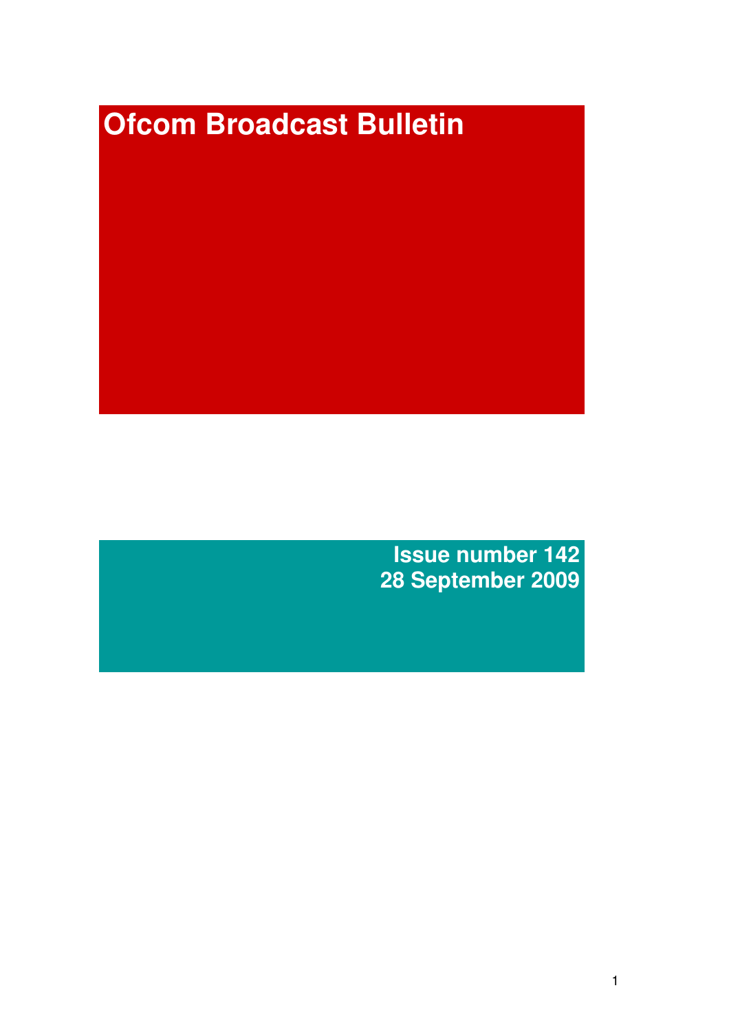# Ofcom Broadcast Bulletin

**Issue number 142**
**28 September 2009**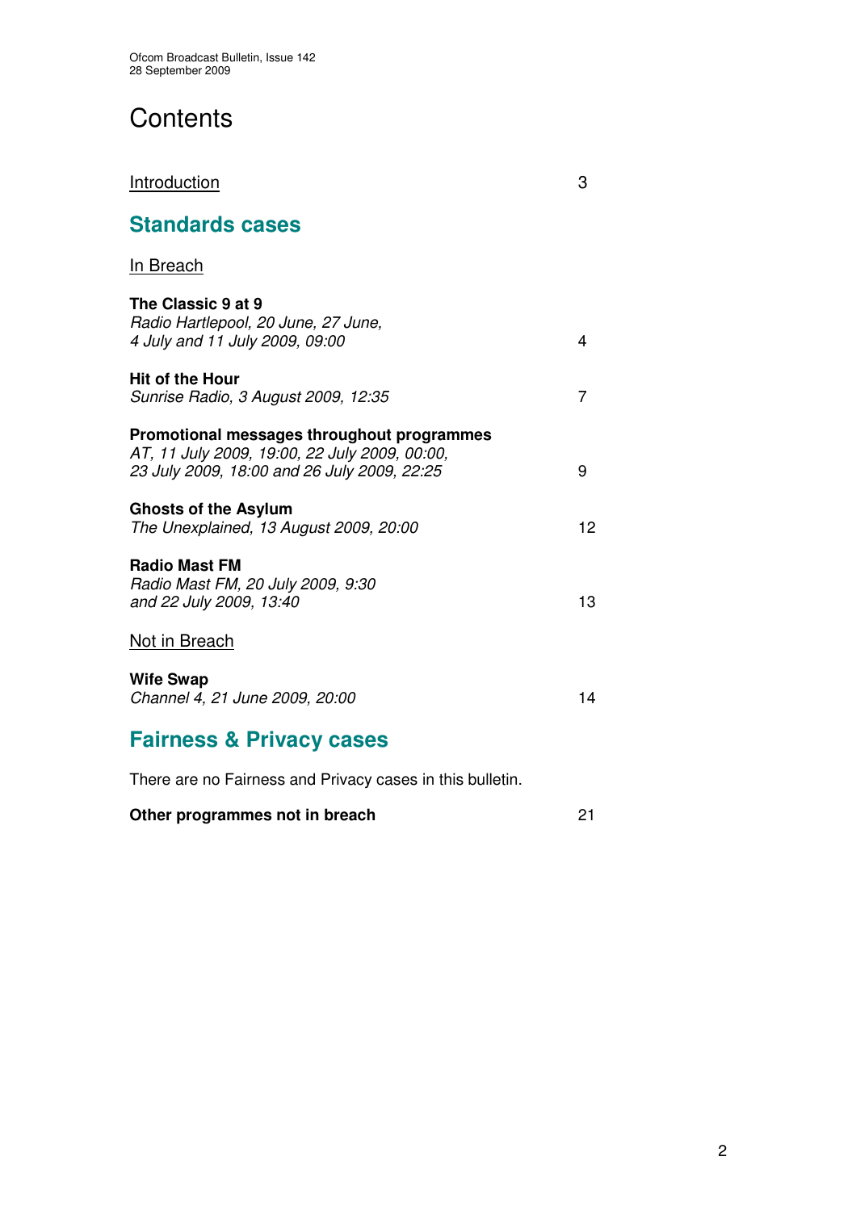# Contents

| | |
|---|---|
| Introduction | 3 |

## Standards cases

In Breach

| | |
|---|---|
| **The Classic 9 at 9**<br>*Radio Hartlepool, 20 June, 27 June, 4 July and 11 July 2009, 09:00* | 4 |
| **Hit of the Hour**<br>*Sunrise Radio, 3 August 2009, 12:35* | 7 |
| **Promotional messages throughout programmes**<br>*AT, 11 July 2009, 19:00, 22 July 2009, 00:00, 23 July 2009, 18:00 and 26 July 2009, 22:25* | 9 |
| **Ghosts of the Asylum**<br>*The Unexplained, 13 August 2009, 20:00* | 12 |
| **Radio Mast FM**<br>*Radio Mast FM, 20 July 2009, 9:30 and 22 July 2009, 13:40* | 13 |

Not in Breach

| | |
|---|---|
| **Wife Swap**<br>*Channel 4, 21 June 2009, 20:00* | 14 |

## Fairness & Privacy cases

There are no Fairness and Privacy cases in this bulletin.

| | |
|---|---|
| **Other programmes not in breach** | 21 |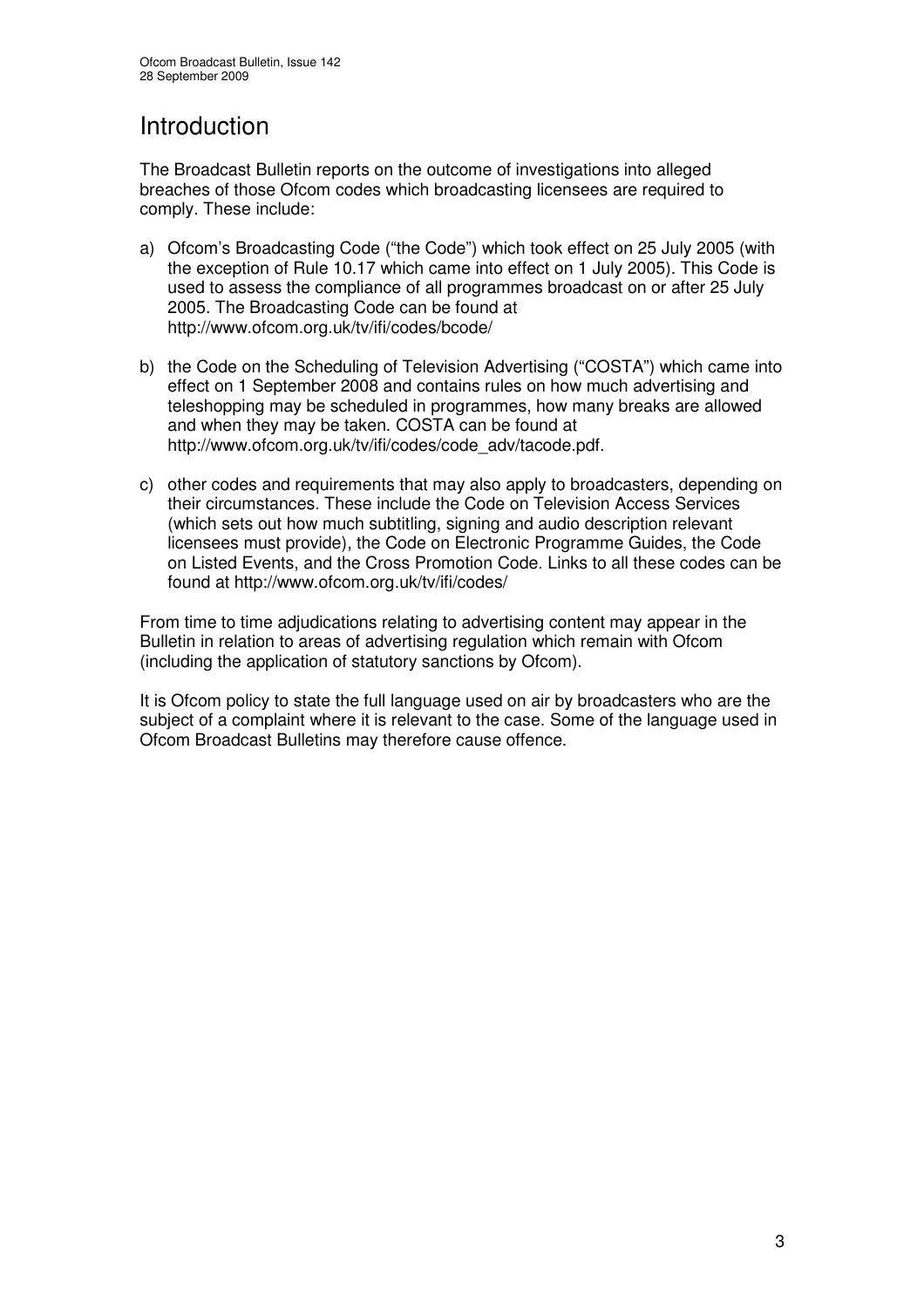# Introduction

The Broadcast Bulletin reports on the outcome of investigations into alleged breaches of those Ofcom codes which broadcasting licensees are required to comply. These include:

a) Ofcom's Broadcasting Code ("the Code") which took effect on 25 July 2005 (with the exception of Rule 10.17 which came into effect on 1 July 2005). This Code is used to assess the compliance of all programmes broadcast on or after 25 July 2005. The Broadcasting Code can be found at http://www.ofcom.org.uk/tv/ifi/codes/bcode/

b) the Code on the Scheduling of Television Advertising ("COSTA") which came into effect on 1 September 2008 and contains rules on how much advertising and teleshopping may be scheduled in programmes, how many breaks are allowed and when they may be taken. COSTA can be found at http://www.ofcom.org.uk/tv/ifi/codes/code_adv/tacode.pdf.

c) other codes and requirements that may also apply to broadcasters, depending on their circumstances. These include the Code on Television Access Services (which sets out how much subtitling, signing and audio description relevant licensees must provide), the Code on Electronic Programme Guides, the Code on Listed Events, and the Cross Promotion Code. Links to all these codes can be found at http://www.ofcom.org.uk/tv/ifi/codes/

From time to time adjudications relating to advertising content may appear in the Bulletin in relation to areas of advertising regulation which remain with Ofcom (including the application of statutory sanctions by Ofcom).

It is Ofcom policy to state the full language used on air by broadcasters who are the subject of a complaint where it is relevant to the case. Some of the language used in Ofcom Broadcast Bulletins may therefore cause offence.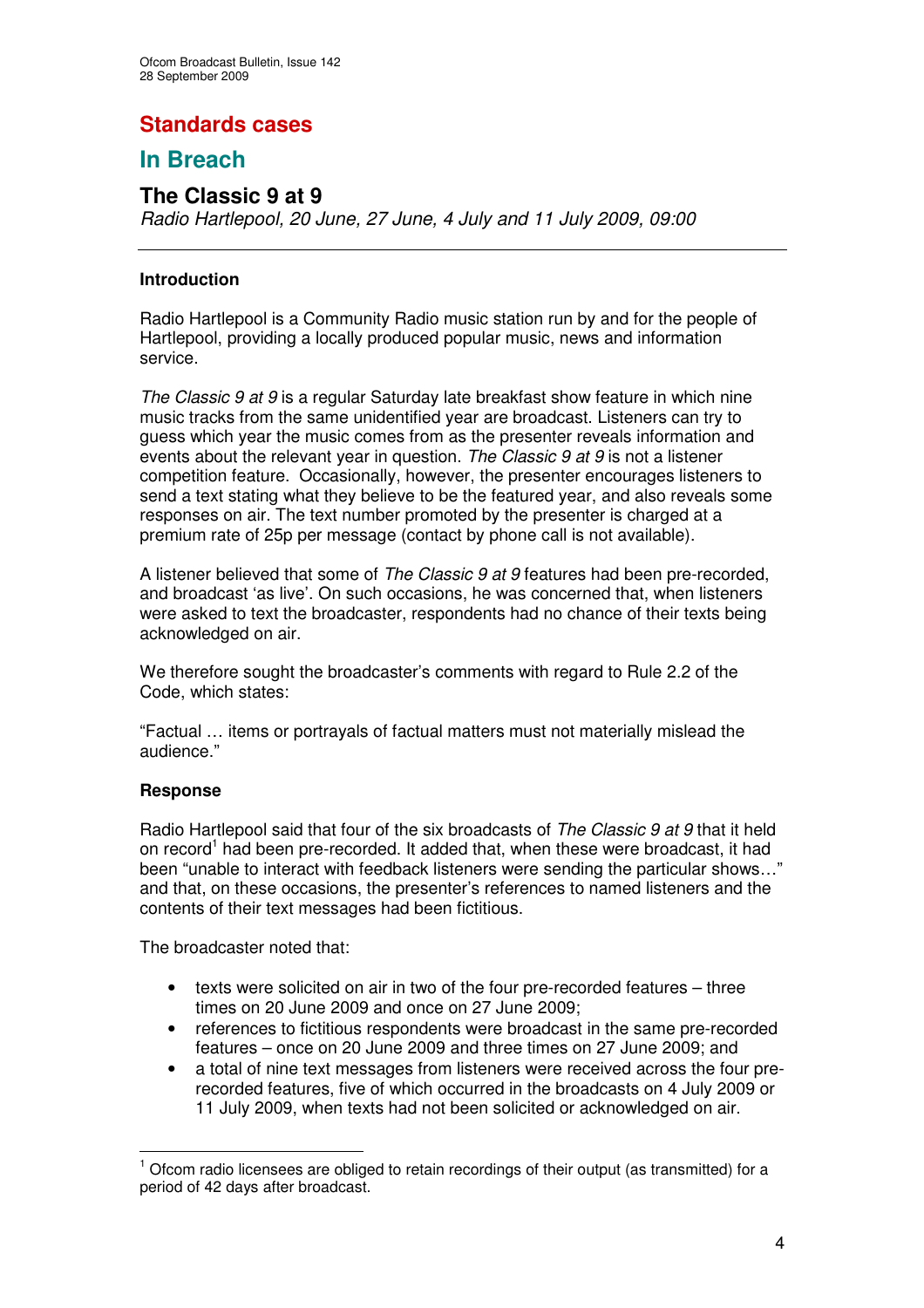# Standards cases

## In Breach

### The Classic 9 at 9

*Radio Hartlepool, 20 June, 27 June, 4 July and 11 July 2009, 09:00*

---

**Introduction**

Radio Hartlepool is a Community Radio music station run by and for the people of Hartlepool, providing a locally produced popular music, news and information service.

*The Classic 9 at 9* is a regular Saturday late breakfast show feature in which nine music tracks from the same unidentified year are broadcast. Listeners can try to guess which year the music comes from as the presenter reveals information and events about the relevant year in question. *The Classic 9 at 9* is not a listener competition feature. Occasionally, however, the presenter encourages listeners to send a text stating what they believe to be the featured year, and also reveals some responses on air. The text number promoted by the presenter is charged at a premium rate of 25p per message (contact by phone call is not available).

A listener believed that some of *The Classic 9 at 9* features had been pre-recorded, and broadcast 'as live'. On such occasions, he was concerned that, when listeners were asked to text the broadcaster, respondents had no chance of their texts being acknowledged on air.

We therefore sought the broadcaster's comments with regard to Rule 2.2 of the Code, which states:

"Factual … items or portrayals of factual matters must not materially mislead the audience."

**Response**

Radio Hartlepool said that four of the six broadcasts of *The Classic 9 at 9* that it held on record[1] had been pre-recorded. It added that, when these were broadcast, it had been "unable to interact with feedback listeners were sending the particular shows…" and that, on these occasions, the presenter's references to named listeners and the contents of their text messages had been fictitious.

The broadcaster noted that:

- texts were solicited on air in two of the four pre-recorded features – three times on 20 June 2009 and once on 27 June 2009;
- references to fictitious respondents were broadcast in the same pre-recorded features – once on 20 June 2009 and three times on 27 June 2009; and
- a total of nine text messages from listeners were received across the four pre-recorded features, five of which occurred in the broadcasts on 4 July 2009 or 11 July 2009, when texts had not been solicited or acknowledged on air.

[1] Ofcom radio licensees are obliged to retain recordings of their output (as transmitted) for a period of 42 days after broadcast.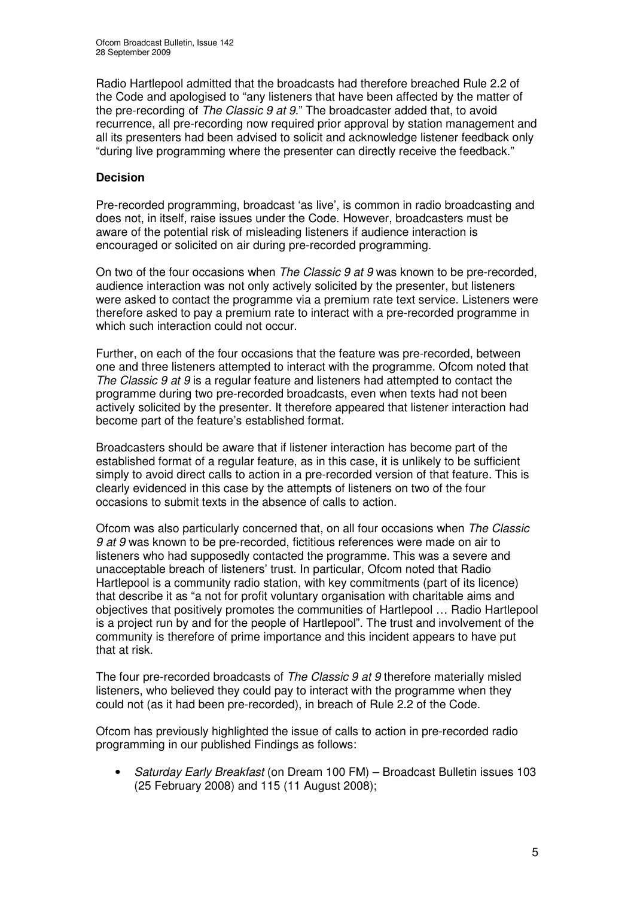Radio Hartlepool admitted that the broadcasts had therefore breached Rule 2.2 of the Code and apologised to "any listeners that have been affected by the matter of the pre-recording of *The Classic 9 at 9*." The broadcaster added that, to avoid recurrence, all pre-recording now required prior approval by station management and all its presenters had been advised to solicit and acknowledge listener feedback only "during live programming where the presenter can directly receive the feedback."

### Decision

Pre-recorded programming, broadcast 'as live', is common in radio broadcasting and does not, in itself, raise issues under the Code. However, broadcasters must be aware of the potential risk of misleading listeners if audience interaction is encouraged or solicited on air during pre-recorded programming.

On two of the four occasions when *The Classic 9 at 9* was known to be pre-recorded, audience interaction was not only actively solicited by the presenter, but listeners were asked to contact the programme via a premium rate text service. Listeners were therefore asked to pay a premium rate to interact with a pre-recorded programme in which such interaction could not occur.

Further, on each of the four occasions that the feature was pre-recorded, between one and three listeners attempted to interact with the programme. Ofcom noted that *The Classic 9 at 9* is a regular feature and listeners had attempted to contact the programme during two pre-recorded broadcasts, even when texts had not been actively solicited by the presenter. It therefore appeared that listener interaction had become part of the feature's established format.

Broadcasters should be aware that if listener interaction has become part of the established format of a regular feature, as in this case, it is unlikely to be sufficient simply to avoid direct calls to action in a pre-recorded version of that feature. This is clearly evidenced in this case by the attempts of listeners on two of the four occasions to submit texts in the absence of calls to action.

Ofcom was also particularly concerned that, on all four occasions when *The Classic 9 at 9* was known to be pre-recorded, fictitious references were made on air to listeners who had supposedly contacted the programme. This was a severe and unacceptable breach of listeners' trust. In particular, Ofcom noted that Radio Hartlepool is a community radio station, with key commitments (part of its licence) that describe it as "a not for profit voluntary organisation with charitable aims and objectives that positively promotes the communities of Hartlepool … Radio Hartlepool is a project run by and for the people of Hartlepool". The trust and involvement of the community is therefore of prime importance and this incident appears to have put that at risk.

The four pre-recorded broadcasts of *The Classic 9 at 9* therefore materially misled listeners, who believed they could pay to interact with the programme when they could not (as it had been pre-recorded), in breach of Rule 2.2 of the Code.

Ofcom has previously highlighted the issue of calls to action in pre-recorded radio programming in our published Findings as follows:

- *Saturday Early Breakfast* (on Dream 100 FM) – Broadcast Bulletin issues 103 (25 February 2008) and 115 (11 August 2008);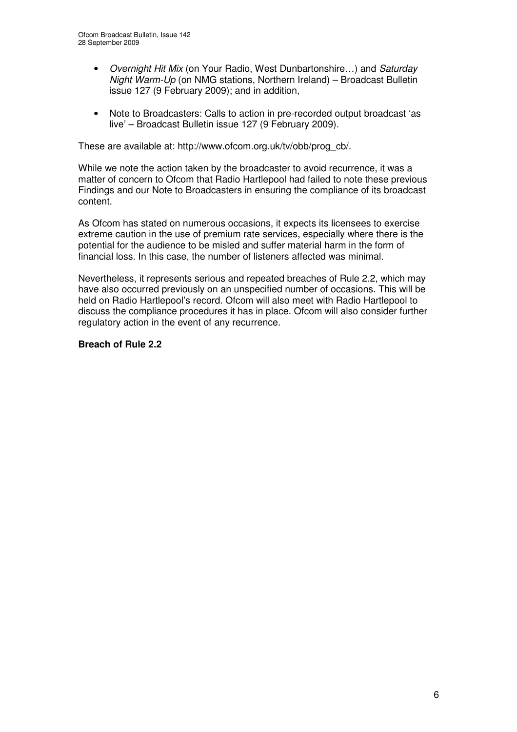- *Overnight Hit Mix* (on Your Radio, West Dunbartonshire…) and *Saturday Night Warm-Up* (on NMG stations, Northern Ireland) – Broadcast Bulletin issue 127 (9 February 2009); and in addition,

- Note to Broadcasters: Calls to action in pre-recorded output broadcast 'as live' – Broadcast Bulletin issue 127 (9 February 2009).

These are available at: http://www.ofcom.org.uk/tv/obb/prog_cb/.

While we note the action taken by the broadcaster to avoid recurrence, it was a matter of concern to Ofcom that Radio Hartlepool had failed to note these previous Findings and our Note to Broadcasters in ensuring the compliance of its broadcast content.

As Ofcom has stated on numerous occasions, it expects its licensees to exercise extreme caution in the use of premium rate services, especially where there is the potential for the audience to be misled and suffer material harm in the form of financial loss. In this case, the number of listeners affected was minimal.

Nevertheless, it represents serious and repeated breaches of Rule 2.2, which may have also occurred previously on an unspecified number of occasions. This will be held on Radio Hartlepool's record. Ofcom will also meet with Radio Hartlepool to discuss the compliance procedures it has in place. Ofcom will also consider further regulatory action in the event of any recurrence.

**Breach of Rule 2.2**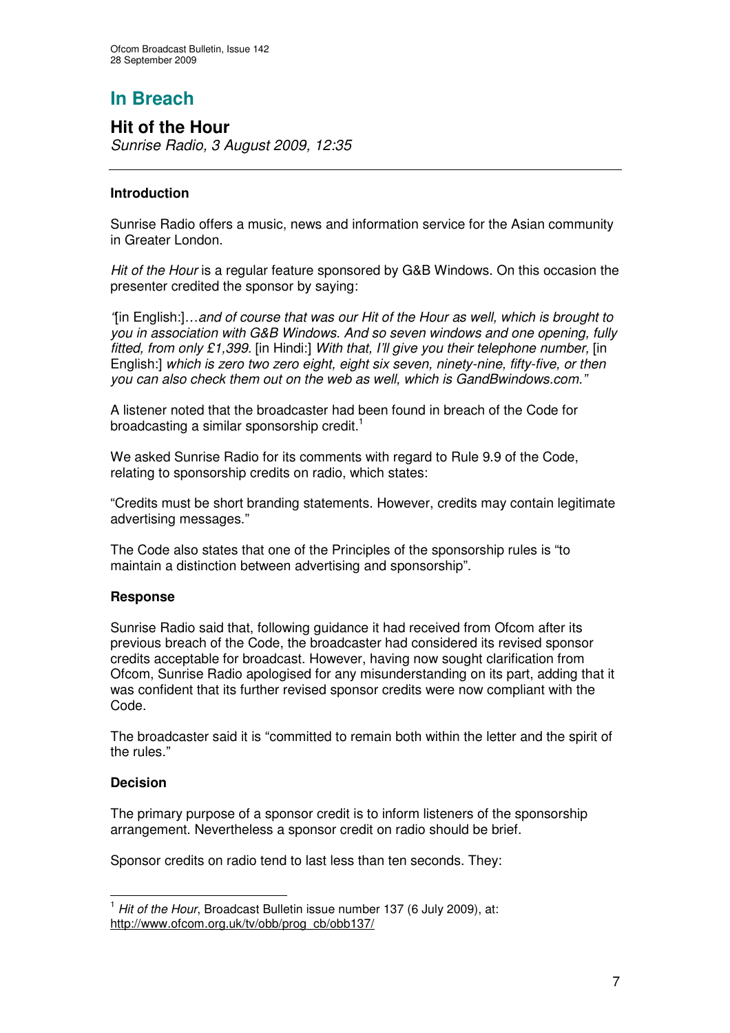# In Breach

## Hit of the Hour

*Sunrise Radio, 3 August 2009, 12:35*

---

### Introduction

Sunrise Radio offers a music, news and information service for the Asian community in Greater London.

*Hit of the Hour* is a regular feature sponsored by G&B Windows. On this occasion the presenter credited the sponsor by saying:

*"*[in English:]*…and of course that was our Hit of the Hour as well, which is brought to you in association with G&B Windows. And so seven windows and one opening, fully fitted, from only £1,399.* [in Hindi:] *With that, I'll give you their telephone number,* [in English:] *which is zero two zero eight, eight six seven, ninety-nine, fifty-five, or then you can also check them out on the web as well, which is GandBwindows.com."*

A listener noted that the broadcaster had been found in breach of the Code for broadcasting a similar sponsorship credit.[1]

We asked Sunrise Radio for its comments with regard to Rule 9.9 of the Code, relating to sponsorship credits on radio, which states:

"Credits must be short branding statements. However, credits may contain legitimate advertising messages."

The Code also states that one of the Principles of the sponsorship rules is "to maintain a distinction between advertising and sponsorship".

### Response

Sunrise Radio said that, following guidance it had received from Ofcom after its previous breach of the Code, the broadcaster had considered its revised sponsor credits acceptable for broadcast. However, having now sought clarification from Ofcom, Sunrise Radio apologised for any misunderstanding on its part, adding that it was confident that its further revised sponsor credits were now compliant with the Code.

The broadcaster said it is "committed to remain both within the letter and the spirit of the rules."

### Decision

The primary purpose of a sponsor credit is to inform listeners of the sponsorship arrangement. Nevertheless a sponsor credit on radio should be brief.

Sponsor credits on radio tend to last less than ten seconds. They:

---

[1] *Hit of the Hour*, Broadcast Bulletin issue number 137 (6 July 2009), at: http://www.ofcom.org.uk/tv/obb/prog_cb/obb137/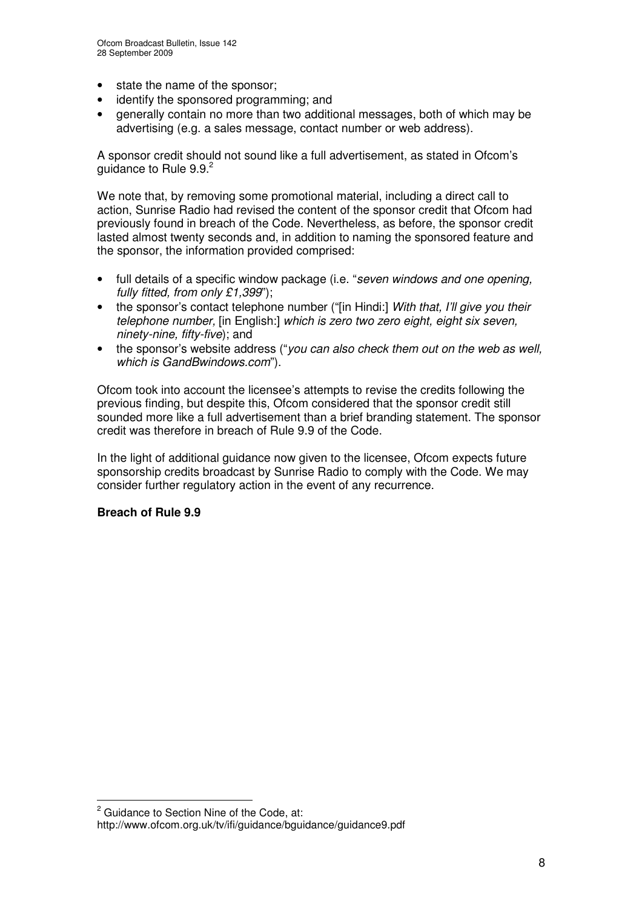- state the name of the sponsor;
- identify the sponsored programming; and
- generally contain no more than two additional messages, both of which may be advertising (e.g. a sales message, contact number or web address).

A sponsor credit should not sound like a full advertisement, as stated in Ofcom's guidance to Rule 9.9.[2]

We note that, by removing some promotional material, including a direct call to action, Sunrise Radio had revised the content of the sponsor credit that Ofcom had previously found in breach of the Code. Nevertheless, as before, the sponsor credit lasted almost twenty seconds and, in addition to naming the sponsored feature and the sponsor, the information provided comprised:

- full details of a specific window package (i.e. "*seven windows and one opening, fully fitted, from only £1,399*");
- the sponsor's contact telephone number ("[in Hindi:] *With that, I'll give you their telephone number,* [in English:] *which is zero two zero eight, eight six seven, ninety-nine, fifty-five*); and
- the sponsor's website address ("*you can also check them out on the web as well, which is GandBwindows.com*").

Ofcom took into account the licensee's attempts to revise the credits following the previous finding, but despite this, Ofcom considered that the sponsor credit still sounded more like a full advertisement than a brief branding statement. The sponsor credit was therefore in breach of Rule 9.9 of the Code.

In the light of additional guidance now given to the licensee, Ofcom expects future sponsorship credits broadcast by Sunrise Radio to comply with the Code. We may consider further regulatory action in the event of any recurrence.

**Breach of Rule 9.9**

---

[2] Guidance to Section Nine of the Code, at: http://www.ofcom.org.uk/tv/ifi/guidance/bguidance/guidance9.pdf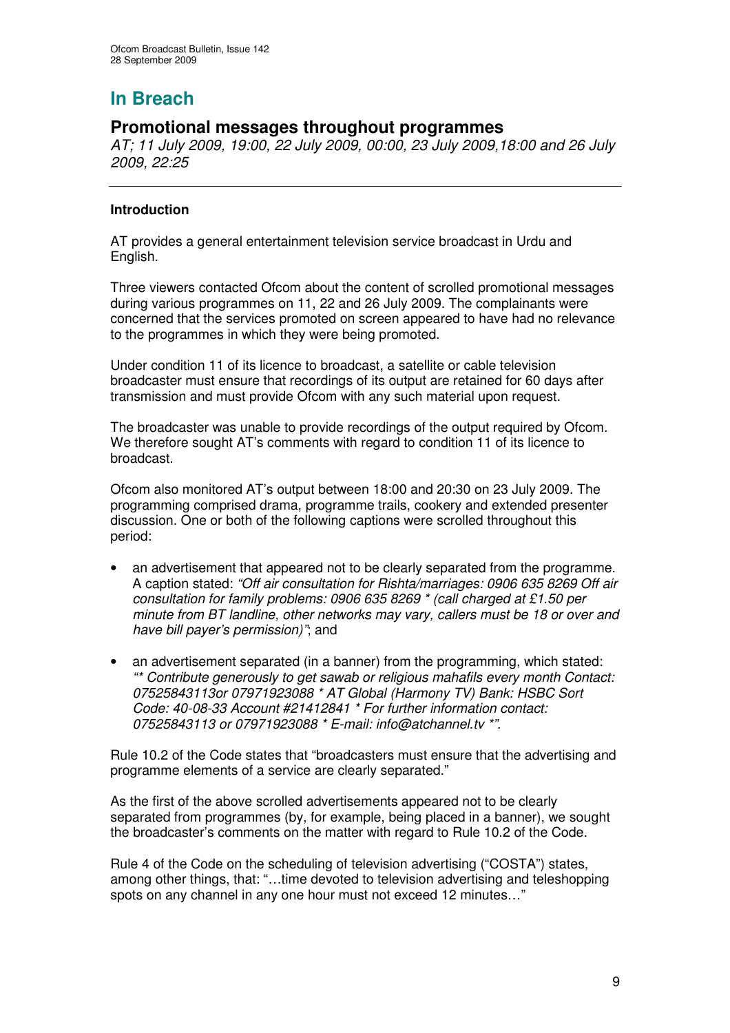# In Breach

## Promotional messages throughout programmes

*AT; 11 July 2009, 19:00, 22 July 2009, 00:00, 23 July 2009,18:00 and 26 July 2009, 22:25*

---

### Introduction

AT provides a general entertainment television service broadcast in Urdu and English.

Three viewers contacted Ofcom about the content of scrolled promotional messages during various programmes on 11, 22 and 26 July 2009. The complainants were concerned that the services promoted on screen appeared to have had no relevance to the programmes in which they were being promoted.

Under condition 11 of its licence to broadcast, a satellite or cable television broadcaster must ensure that recordings of its output are retained for 60 days after transmission and must provide Ofcom with any such material upon request.

The broadcaster was unable to provide recordings of the output required by Ofcom. We therefore sought AT's comments with regard to condition 11 of its licence to broadcast.

Ofcom also monitored AT's output between 18:00 and 20:30 on 23 July 2009. The programming comprised drama, programme trails, cookery and extended presenter discussion. One or both of the following captions were scrolled throughout this period:

- an advertisement that appeared not to be clearly separated from the programme. A caption stated: *"Off air consultation for Rishta/marriages: 0906 635 8269 Off air consultation for family problems: 0906 635 8269 * (call charged at £1.50 per minute from BT landline, other networks may vary, callers must be 18 or over and have bill payer's permission)"*; and
- an advertisement separated (in a banner) from the programming, which stated: *"* Contribute generously to get sawab or religious mahafils every month Contact: 07525843113or 07971923088 * AT Global (Harmony TV) Bank: HSBC Sort Code: 40-08-33 Account #21412841 * For further information contact: 07525843113 or 07971923088 * E-mail: info@atchannel.tv *".*

Rule 10.2 of the Code states that "broadcasters must ensure that the advertising and programme elements of a service are clearly separated."

As the first of the above scrolled advertisements appeared not to be clearly separated from programmes (by, for example, being placed in a banner), we sought the broadcaster's comments on the matter with regard to Rule 10.2 of the Code.

Rule 4 of the Code on the scheduling of television advertising ("COSTA") states, among other things, that: "…time devoted to television advertising and teleshopping spots on any channel in any one hour must not exceed 12 minutes…"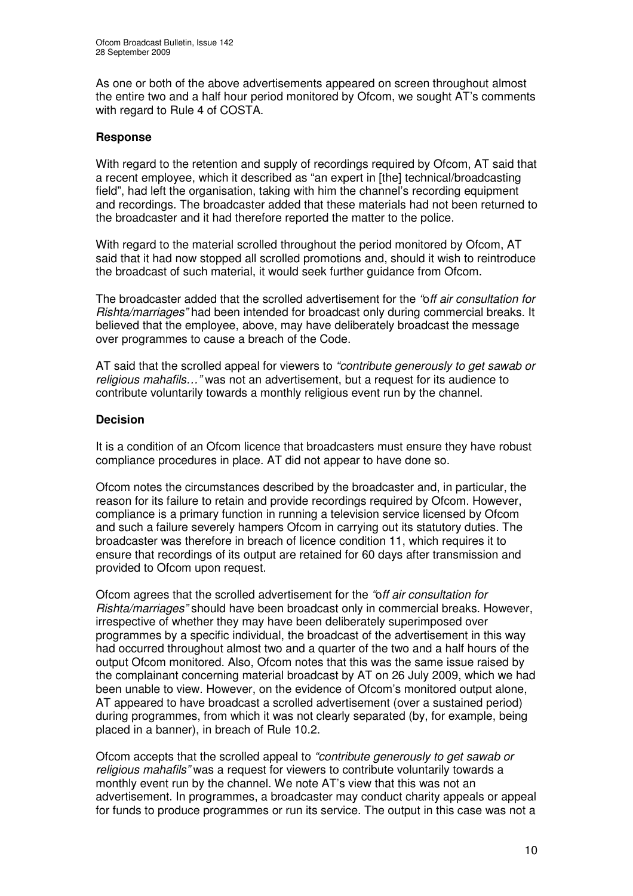As one or both of the above advertisements appeared on screen throughout almost the entire two and a half hour period monitored by Ofcom, we sought AT's comments with regard to Rule 4 of COSTA.

### Response

With regard to the retention and supply of recordings required by Ofcom, AT said that a recent employee, which it described as "an expert in [the] technical/broadcasting field", had left the organisation, taking with him the channel's recording equipment and recordings. The broadcaster added that these materials had not been returned to the broadcaster and it had therefore reported the matter to the police.

With regard to the material scrolled throughout the period monitored by Ofcom, AT said that it had now stopped all scrolled promotions and, should it wish to reintroduce the broadcast of such material, it would seek further guidance from Ofcom.

The broadcaster added that the scrolled advertisement for the *"off air consultation for Rishta/marriages"* had been intended for broadcast only during commercial breaks. It believed that the employee, above, may have deliberately broadcast the message over programmes to cause a breach of the Code.

AT said that the scrolled appeal for viewers to *"contribute generously to get sawab or religious mahafils…"* was not an advertisement, but a request for its audience to contribute voluntarily towards a monthly religious event run by the channel.

### Decision

It is a condition of an Ofcom licence that broadcasters must ensure they have robust compliance procedures in place. AT did not appear to have done so.

Ofcom notes the circumstances described by the broadcaster and, in particular, the reason for its failure to retain and provide recordings required by Ofcom. However, compliance is a primary function in running a television service licensed by Ofcom and such a failure severely hampers Ofcom in carrying out its statutory duties. The broadcaster was therefore in breach of licence condition 11, which requires it to ensure that recordings of its output are retained for 60 days after transmission and provided to Ofcom upon request.

Ofcom agrees that the scrolled advertisement for the *"off air consultation for Rishta/marriages"* should have been broadcast only in commercial breaks. However, irrespective of whether they may have been deliberately superimposed over programmes by a specific individual, the broadcast of the advertisement in this way had occurred throughout almost two and a quarter of the two and a half hours of the output Ofcom monitored. Also, Ofcom notes that this was the same issue raised by the complainant concerning material broadcast by AT on 26 July 2009, which we had been unable to view. However, on the evidence of Ofcom's monitored output alone, AT appeared to have broadcast a scrolled advertisement (over a sustained period) during programmes, from which it was not clearly separated (by, for example, being placed in a banner), in breach of Rule 10.2.

Ofcom accepts that the scrolled appeal to *"contribute generously to get sawab or religious mahafils"* was a request for viewers to contribute voluntarily towards a monthly event run by the channel. We note AT's view that this was not an advertisement. In programmes, a broadcaster may conduct charity appeals or appeal for funds to produce programmes or run its service. The output in this case was not a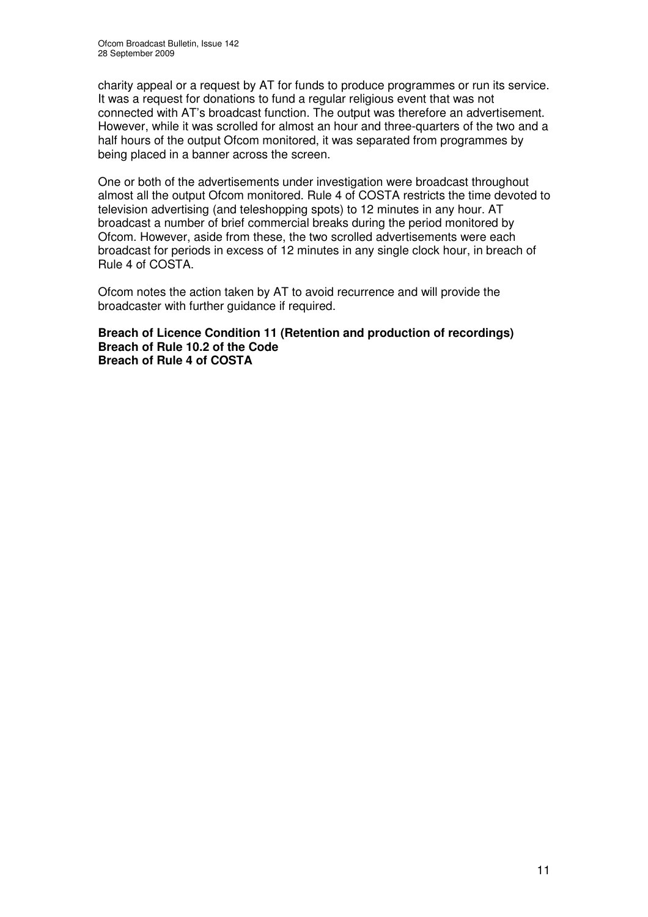charity appeal or a request by AT for funds to produce programmes or run its service. It was a request for donations to fund a regular religious event that was not connected with AT's broadcast function. The output was therefore an advertisement. However, while it was scrolled for almost an hour and three-quarters of the two and a half hours of the output Ofcom monitored, it was separated from programmes by being placed in a banner across the screen.

One or both of the advertisements under investigation were broadcast throughout almost all the output Ofcom monitored. Rule 4 of COSTA restricts the time devoted to television advertising (and teleshopping spots) to 12 minutes in any hour. AT broadcast a number of brief commercial breaks during the period monitored by Ofcom. However, aside from these, the two scrolled advertisements were each broadcast for periods in excess of 12 minutes in any single clock hour, in breach of Rule 4 of COSTA.

Ofcom notes the action taken by AT to avoid recurrence and will provide the broadcaster with further guidance if required.

**Breach of Licence Condition 11 (Retention and production of recordings)**
**Breach of Rule 10.2 of the Code**
**Breach of Rule 4 of COSTA**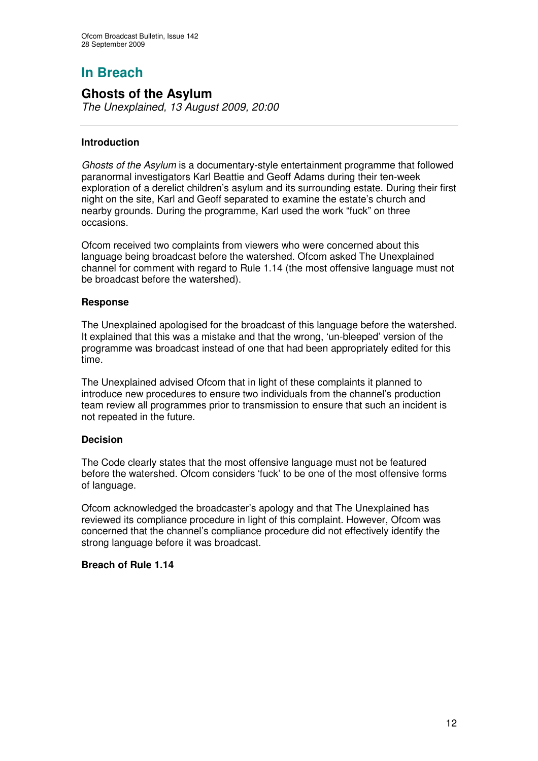# In Breach

## Ghosts of the Asylum

*The Unexplained, 13 August 2009, 20:00*

---

### Introduction

*Ghosts of the Asylum* is a documentary-style entertainment programme that followed paranormal investigators Karl Beattie and Geoff Adams during their ten-week exploration of a derelict children's asylum and its surrounding estate. During their first night on the site, Karl and Geoff separated to examine the estate's church and nearby grounds. During the programme, Karl used the work "fuck" on three occasions.

Ofcom received two complaints from viewers who were concerned about this language being broadcast before the watershed. Ofcom asked The Unexplained channel for comment with regard to Rule 1.14 (the most offensive language must not be broadcast before the watershed).

### Response

The Unexplained apologised for the broadcast of this language before the watershed. It explained that this was a mistake and that the wrong, 'un-bleeped' version of the programme was broadcast instead of one that had been appropriately edited for this time.

The Unexplained advised Ofcom that in light of these complaints it planned to introduce new procedures to ensure two individuals from the channel's production team review all programmes prior to transmission to ensure that such an incident is not repeated in the future.

### Decision

The Code clearly states that the most offensive language must not be featured before the watershed. Ofcom considers 'fuck' to be one of the most offensive forms of language.

Ofcom acknowledged the broadcaster's apology and that The Unexplained has reviewed its compliance procedure in light of this complaint. However, Ofcom was concerned that the channel's compliance procedure did not effectively identify the strong language before it was broadcast.

**Breach of Rule 1.14**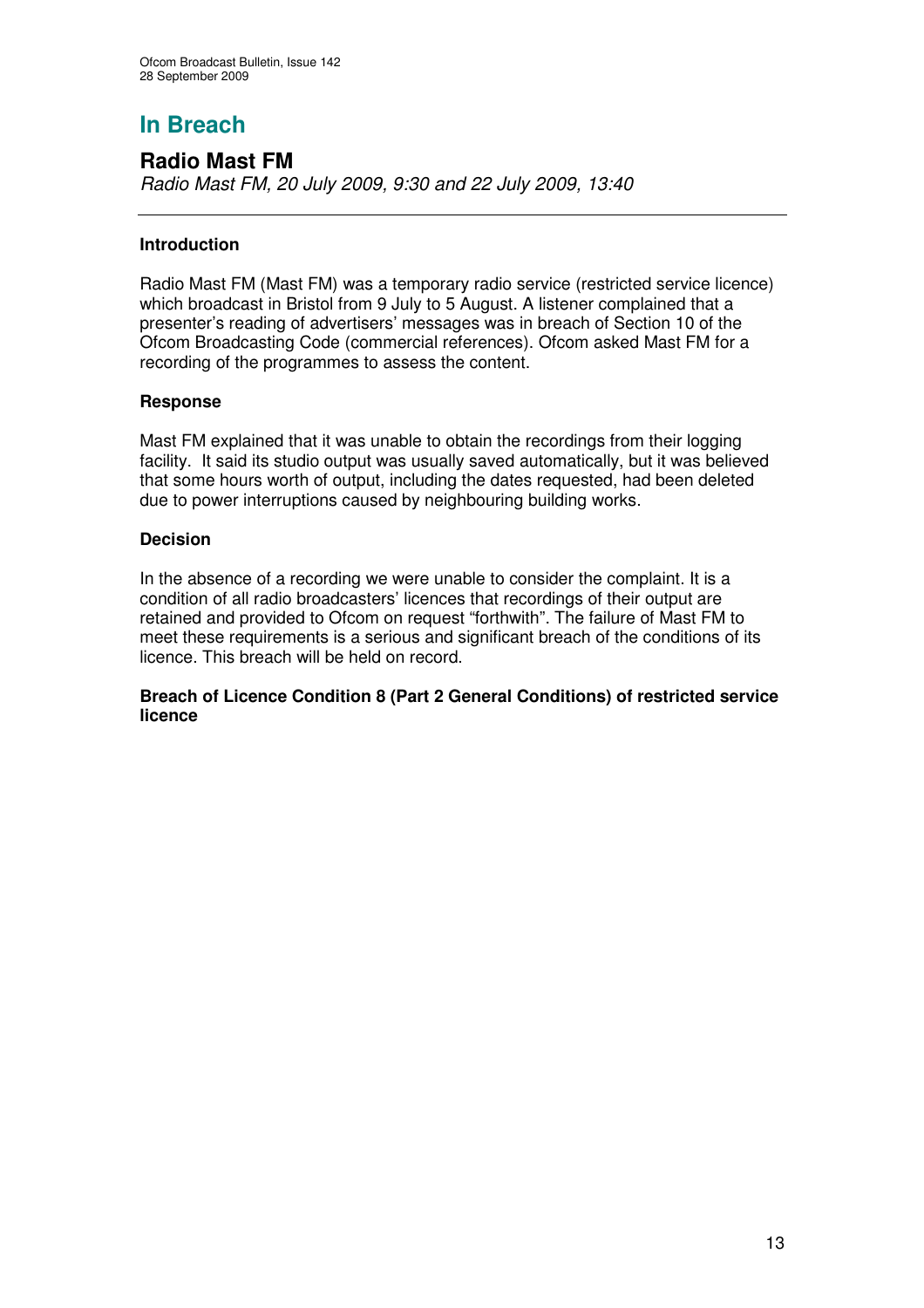# In Breach

## Radio Mast FM

*Radio Mast FM, 20 July 2009, 9:30 and 22 July 2009, 13:40*

---

### Introduction

Radio Mast FM (Mast FM) was a temporary radio service (restricted service licence) which broadcast in Bristol from 9 July to 5 August. A listener complained that a presenter's reading of advertisers' messages was in breach of Section 10 of the Ofcom Broadcasting Code (commercial references). Ofcom asked Mast FM for a recording of the programmes to assess the content.

### Response

Mast FM explained that it was unable to obtain the recordings from their logging facility. It said its studio output was usually saved automatically, but it was believed that some hours worth of output, including the dates requested, had been deleted due to power interruptions caused by neighbouring building works.

### Decision

In the absence of a recording we were unable to consider the complaint. It is a condition of all radio broadcasters' licences that recordings of their output are retained and provided to Ofcom on request "forthwith". The failure of Mast FM to meet these requirements is a serious and significant breach of the conditions of its licence. This breach will be held on record.

**Breach of Licence Condition 8 (Part 2 General Conditions) of restricted service licence**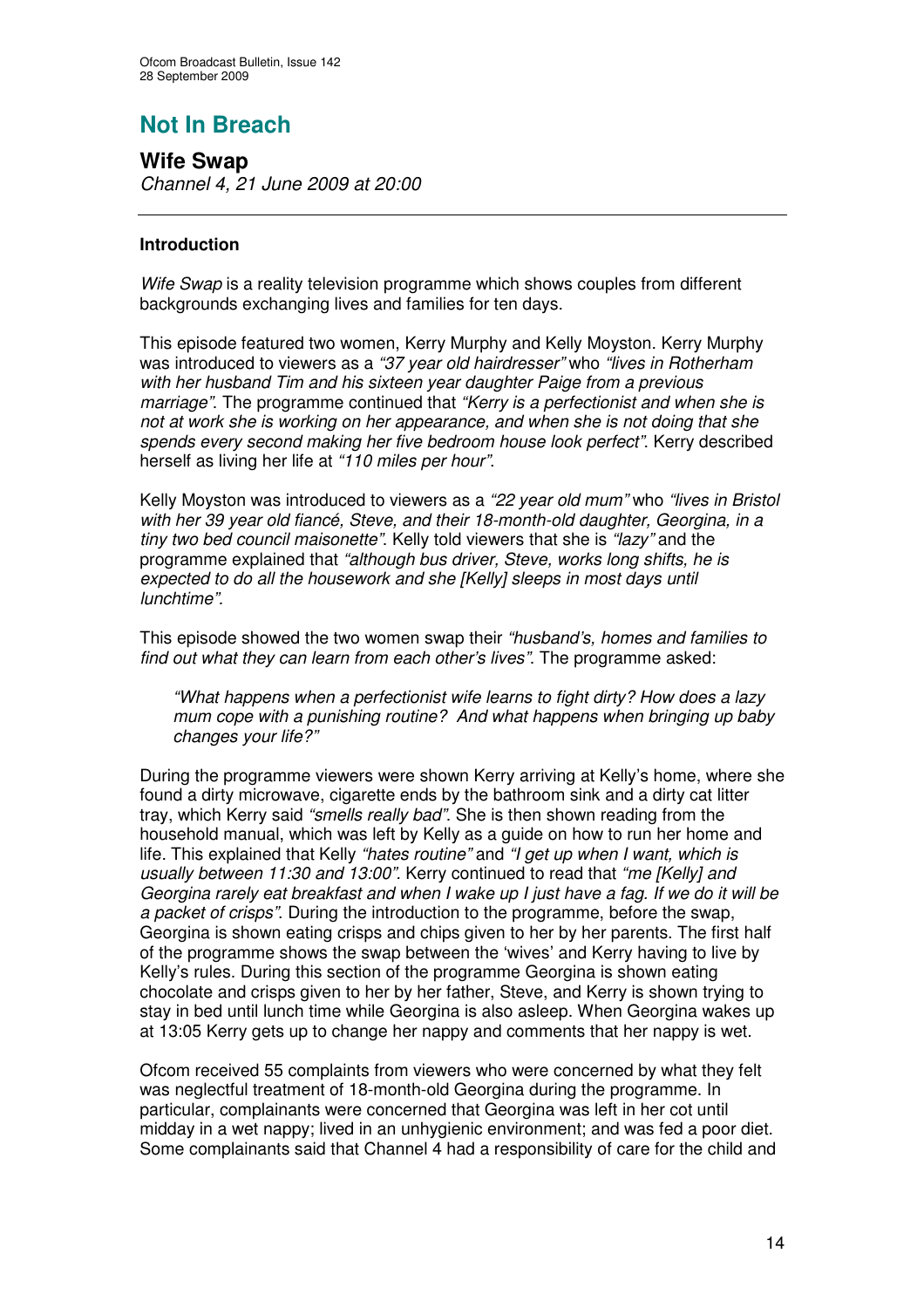# Not In Breach

## Wife Swap

*Channel 4, 21 June 2009 at 20:00*

---

### Introduction

*Wife Swap* is a reality television programme which shows couples from different backgrounds exchanging lives and families for ten days.

This episode featured two women, Kerry Murphy and Kelly Moyston. Kerry Murphy was introduced to viewers as a *"37 year old hairdresser"* who *"lives in Rotherham with her husband Tim and his sixteen year daughter Paige from a previous marriage"*. The programme continued that *"Kerry is a perfectionist and when she is not at work she is working on her appearance, and when she is not doing that she spends every second making her five bedroom house look perfect"*. Kerry described herself as living her life at *"110 miles per hour"*.

Kelly Moyston was introduced to viewers as a *"22 year old mum"* who *"lives in Bristol with her 39 year old fiancé, Steve, and their 18-month-old daughter, Georgina, in a tiny two bed council maisonette"*. Kelly told viewers that she is *"lazy"* and the programme explained that *"although bus driver, Steve, works long shifts, he is expected to do all the housework and she [Kelly] sleeps in most days until lunchtime"*.

This episode showed the two women swap their *"husband's, homes and families to find out what they can learn from each other's lives"*. The programme asked:

> *"What happens when a perfectionist wife learns to fight dirty? How does a lazy mum cope with a punishing routine? And what happens when bringing up baby changes your life?"*

During the programme viewers were shown Kerry arriving at Kelly's home, where she found a dirty microwave, cigarette ends by the bathroom sink and a dirty cat litter tray, which Kerry said *"smells really bad"*. She is then shown reading from the household manual, which was left by Kelly as a guide on how to run her home and life. This explained that Kelly *"hates routine"* and *"I get up when I want, which is usually between 11:30 and 13:00"*. Kerry continued to read that *"me [Kelly] and Georgina rarely eat breakfast and when I wake up I just have a fag. If we do it will be a packet of crisps"*. During the introduction to the programme, before the swap, Georgina is shown eating crisps and chips given to her by her parents. The first half of the programme shows the swap between the 'wives' and Kerry having to live by Kelly's rules. During this section of the programme Georgina is shown eating chocolate and crisps given to her by her father, Steve, and Kerry is shown trying to stay in bed until lunch time while Georgina is also asleep. When Georgina wakes up at 13:05 Kerry gets up to change her nappy and comments that her nappy is wet.

Ofcom received 55 complaints from viewers who were concerned by what they felt was neglectful treatment of 18-month-old Georgina during the programme. In particular, complainants were concerned that Georgina was left in her cot until midday in a wet nappy; lived in an unhygienic environment; and was fed a poor diet. Some complainants said that Channel 4 had a responsibility of care for the child and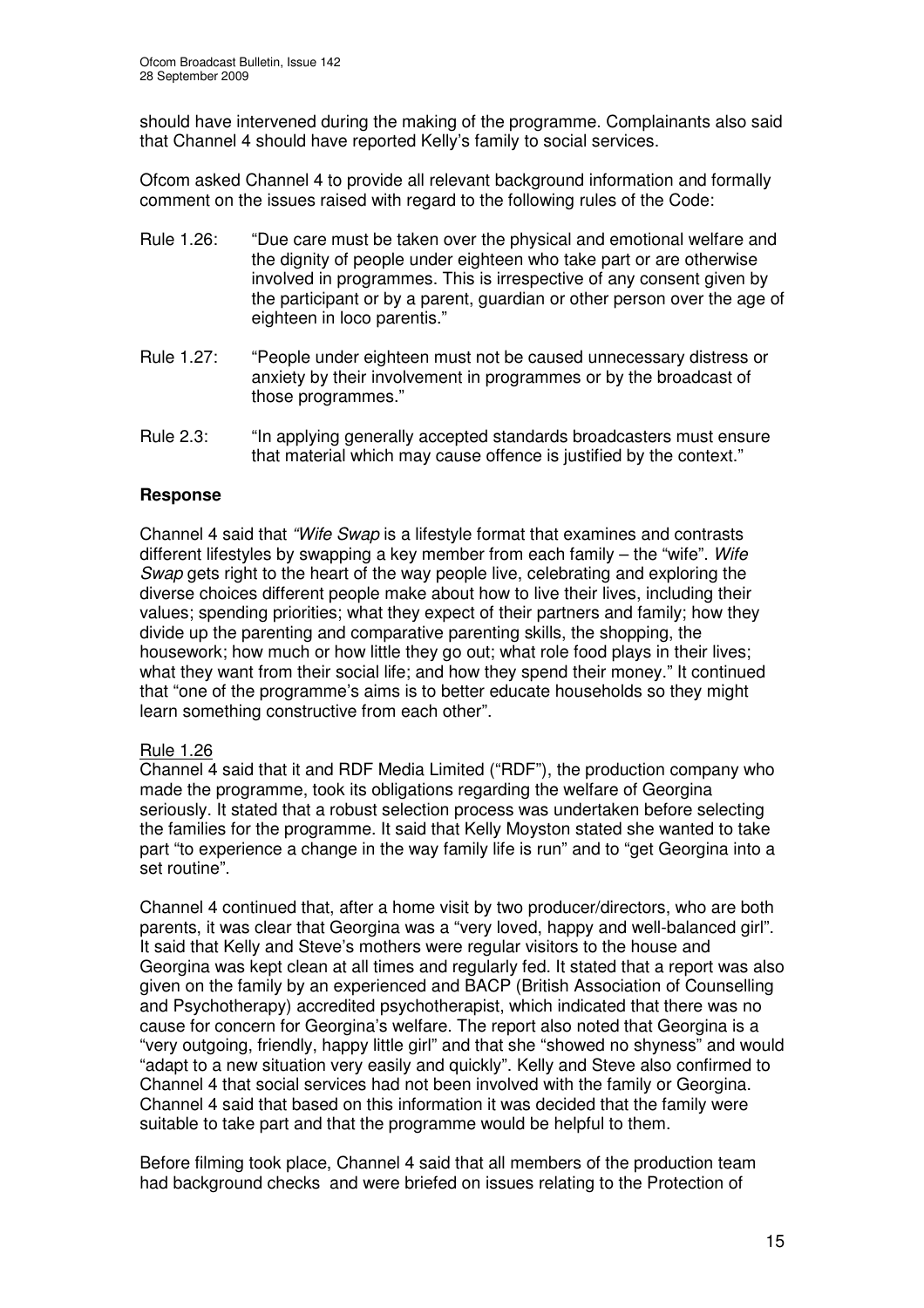should have intervened during the making of the programme. Complainants also said that Channel 4 should have reported Kelly's family to social services.

Ofcom asked Channel 4 to provide all relevant background information and formally comment on the issues raised with regard to the following rules of the Code:

Rule 1.26: "Due care must be taken over the physical and emotional welfare and the dignity of people under eighteen who take part or are otherwise involved in programmes. This is irrespective of any consent given by the participant or by a parent, guardian or other person over the age of eighteen in loco parentis."

Rule 1.27: "People under eighteen must not be caused unnecessary distress or anxiety by their involvement in programmes or by the broadcast of those programmes."

Rule 2.3: "In applying generally accepted standards broadcasters must ensure that material which may cause offence is justified by the context."

### Response

Channel 4 said that *"Wife Swap* is a lifestyle format that examines and contrasts different lifestyles by swapping a key member from each family – the "wife". *Wife Swap* gets right to the heart of the way people live, celebrating and exploring the diverse choices different people make about how to live their lives, including their values; spending priorities; what they expect of their partners and family; how they divide up the parenting and comparative parenting skills, the shopping, the housework; how much or how little they go out; what role food plays in their lives; what they want from their social life; and how they spend their money." It continued that "one of the programme's aims is to better educate households so they might learn something constructive from each other".

Rule 1.26

Channel 4 said that it and RDF Media Limited ("RDF"), the production company who made the programme, took its obligations regarding the welfare of Georgina seriously. It stated that a robust selection process was undertaken before selecting the families for the programme. It said that Kelly Moyston stated she wanted to take part "to experience a change in the way family life is run" and to "get Georgina into a set routine".

Channel 4 continued that, after a home visit by two producer/directors, who are both parents, it was clear that Georgina was a "very loved, happy and well-balanced girl". It said that Kelly and Steve's mothers were regular visitors to the house and Georgina was kept clean at all times and regularly fed. It stated that a report was also given on the family by an experienced and BACP (British Association of Counselling and Psychotherapy) accredited psychotherapist, which indicated that there was no cause for concern for Georgina's welfare. The report also noted that Georgina is a "very outgoing, friendly, happy little girl" and that she "showed no shyness" and would "adapt to a new situation very easily and quickly". Kelly and Steve also confirmed to Channel 4 that social services had not been involved with the family or Georgina. Channel 4 said that based on this information it was decided that the family were suitable to take part and that the programme would be helpful to them.

Before filming took place, Channel 4 said that all members of the production team had background checks and were briefed on issues relating to the Protection of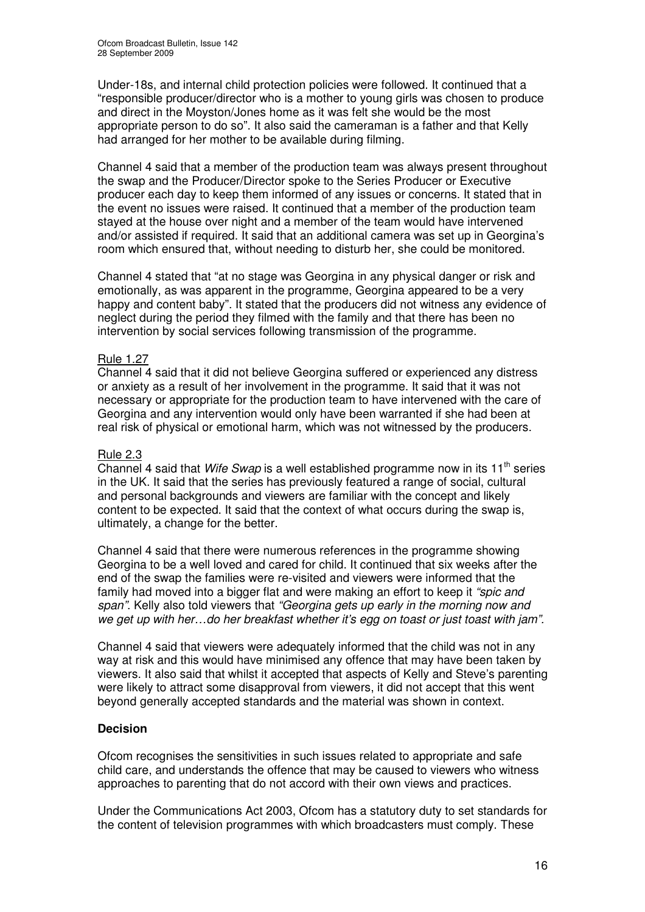Under-18s, and internal child protection policies were followed. It continued that a "responsible producer/director who is a mother to young girls was chosen to produce and direct in the Moyston/Jones home as it was felt she would be the most appropriate person to do so". It also said the cameraman is a father and that Kelly had arranged for her mother to be available during filming.

Channel 4 said that a member of the production team was always present throughout the swap and the Producer/Director spoke to the Series Producer or Executive producer each day to keep them informed of any issues or concerns. It stated that in the event no issues were raised. It continued that a member of the production team stayed at the house over night and a member of the team would have intervened and/or assisted if required. It said that an additional camera was set up in Georgina's room which ensured that, without needing to disturb her, she could be monitored.

Channel 4 stated that "at no stage was Georgina in any physical danger or risk and emotionally, as was apparent in the programme, Georgina appeared to be a very happy and content baby". It stated that the producers did not witness any evidence of neglect during the period they filmed with the family and that there has been no intervention by social services following transmission of the programme.

Rule 1.27

Channel 4 said that it did not believe Georgina suffered or experienced any distress or anxiety as a result of her involvement in the programme. It said that it was not necessary or appropriate for the production team to have intervened with the care of Georgina and any intervention would only have been warranted if she had been at real risk of physical or emotional harm, which was not witnessed by the producers.

Rule 2.3

Channel 4 said that *Wife Swap* is a well established programme now in its 11th series in the UK. It said that the series has previously featured a range of social, cultural and personal backgrounds and viewers are familiar with the concept and likely content to be expected. It said that the context of what occurs during the swap is, ultimately, a change for the better.

Channel 4 said that there were numerous references in the programme showing Georgina to be a well loved and cared for child. It continued that six weeks after the end of the swap the families were re-visited and viewers were informed that the family had moved into a bigger flat and were making an effort to keep it *"spic and span"*. Kelly also told viewers that *"Georgina gets up early in the morning now and we get up with her…do her breakfast whether it's egg on toast or just toast with jam"*.

Channel 4 said that viewers were adequately informed that the child was not in any way at risk and this would have minimised any offence that may have been taken by viewers. It also said that whilst it accepted that aspects of Kelly and Steve's parenting were likely to attract some disapproval from viewers, it did not accept that this went beyond generally accepted standards and the material was shown in context.

**Decision**

Ofcom recognises the sensitivities in such issues related to appropriate and safe child care, and understands the offence that may be caused to viewers who witness approaches to parenting that do not accord with their own views and practices.

Under the Communications Act 2003, Ofcom has a statutory duty to set standards for the content of television programmes with which broadcasters must comply. These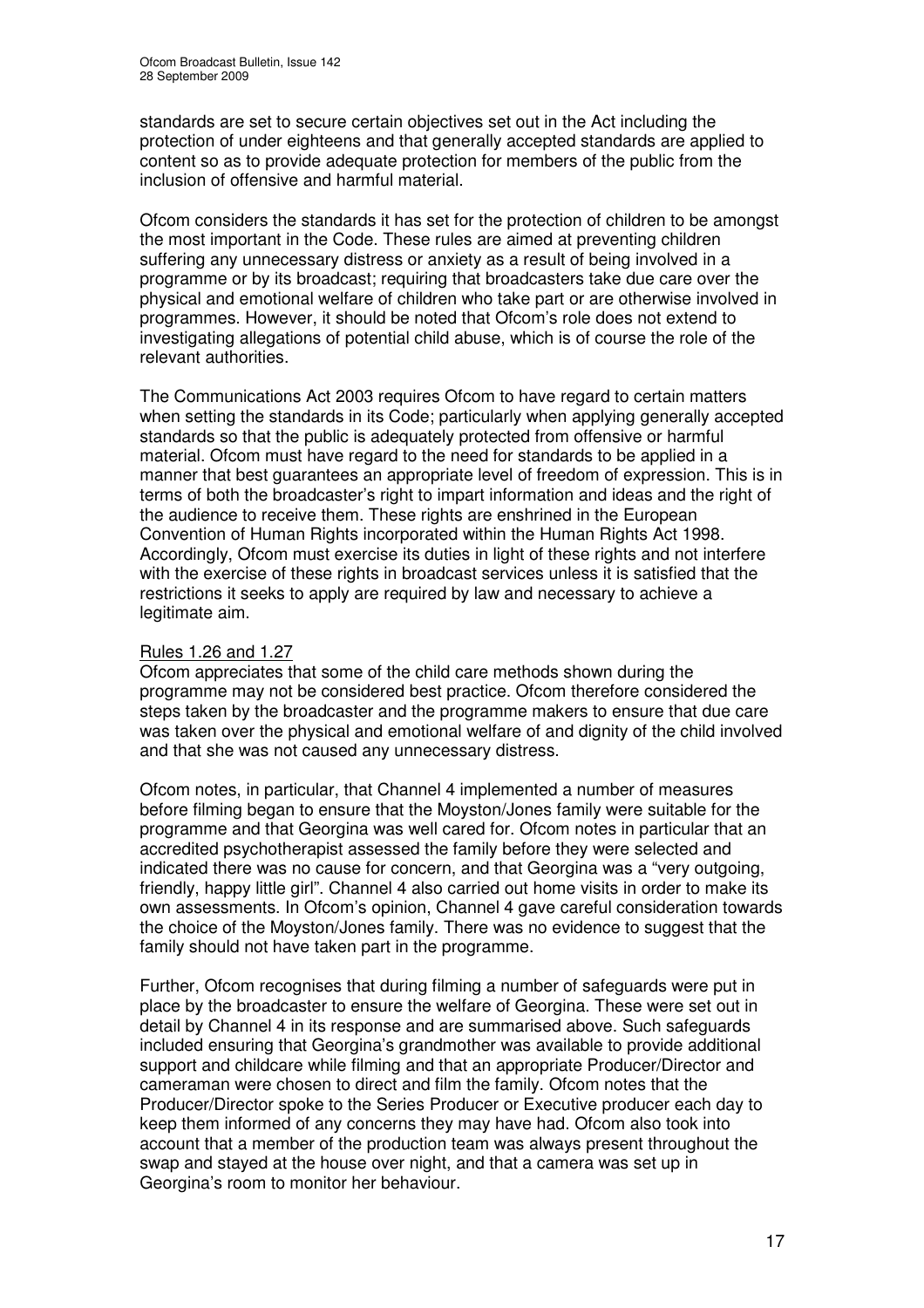standards are set to secure certain objectives set out in the Act including the protection of under eighteens and that generally accepted standards are applied to content so as to provide adequate protection for members of the public from the inclusion of offensive and harmful material.

Ofcom considers the standards it has set for the protection of children to be amongst the most important in the Code. These rules are aimed at preventing children suffering any unnecessary distress or anxiety as a result of being involved in a programme or by its broadcast; requiring that broadcasters take due care over the physical and emotional welfare of children who take part or are otherwise involved in programmes. However, it should be noted that Ofcom's role does not extend to investigating allegations of potential child abuse, which is of course the role of the relevant authorities.

The Communications Act 2003 requires Ofcom to have regard to certain matters when setting the standards in its Code; particularly when applying generally accepted standards so that the public is adequately protected from offensive or harmful material. Ofcom must have regard to the need for standards to be applied in a manner that best guarantees an appropriate level of freedom of expression. This is in terms of both the broadcaster's right to impart information and ideas and the right of the audience to receive them. These rights are enshrined in the European Convention of Human Rights incorporated within the Human Rights Act 1998. Accordingly, Ofcom must exercise its duties in light of these rights and not interfere with the exercise of these rights in broadcast services unless it is satisfied that the restrictions it seeks to apply are required by law and necessary to achieve a legitimate aim.

Rules 1.26 and 1.27

Ofcom appreciates that some of the child care methods shown during the programme may not be considered best practice. Ofcom therefore considered the steps taken by the broadcaster and the programme makers to ensure that due care was taken over the physical and emotional welfare of and dignity of the child involved and that she was not caused any unnecessary distress.

Ofcom notes, in particular, that Channel 4 implemented a number of measures before filming began to ensure that the Moyston/Jones family were suitable for the programme and that Georgina was well cared for. Ofcom notes in particular that an accredited psychotherapist assessed the family before they were selected and indicated there was no cause for concern, and that Georgina was a "very outgoing, friendly, happy little girl". Channel 4 also carried out home visits in order to make its own assessments. In Ofcom's opinion, Channel 4 gave careful consideration towards the choice of the Moyston/Jones family. There was no evidence to suggest that the family should not have taken part in the programme.

Further, Ofcom recognises that during filming a number of safeguards were put in place by the broadcaster to ensure the welfare of Georgina. These were set out in detail by Channel 4 in its response and are summarised above. Such safeguards included ensuring that Georgina's grandmother was available to provide additional support and childcare while filming and that an appropriate Producer/Director and cameraman were chosen to direct and film the family. Ofcom notes that the Producer/Director spoke to the Series Producer or Executive producer each day to keep them informed of any concerns they may have had. Ofcom also took into account that a member of the production team was always present throughout the swap and stayed at the house over night, and that a camera was set up in Georgina's room to monitor her behaviour.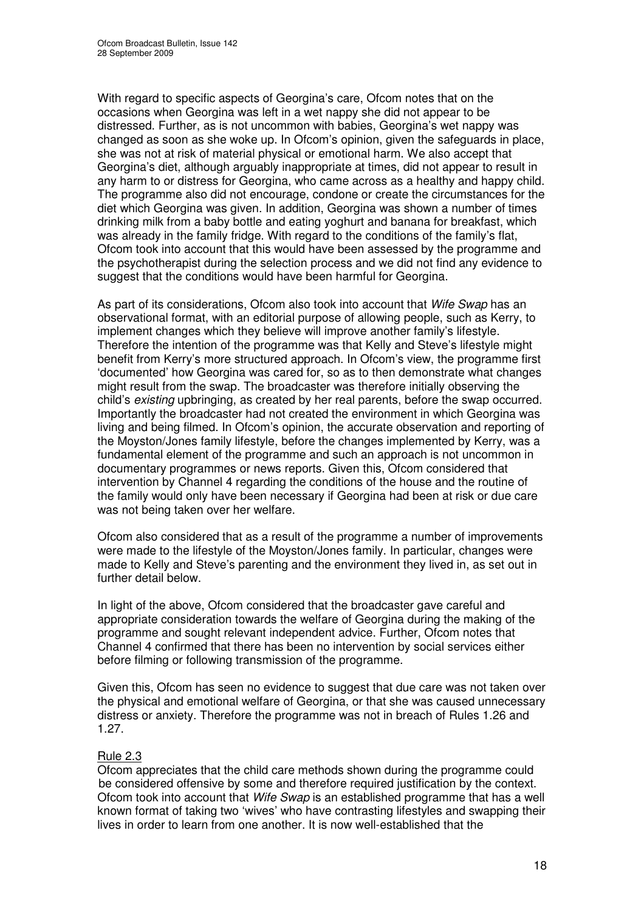With regard to specific aspects of Georgina's care, Ofcom notes that on the occasions when Georgina was left in a wet nappy she did not appear to be distressed. Further, as is not uncommon with babies, Georgina's wet nappy was changed as soon as she woke up. In Ofcom's opinion, given the safeguards in place, she was not at risk of material physical or emotional harm. We also accept that Georgina's diet, although arguably inappropriate at times, did not appear to result in any harm to or distress for Georgina, who came across as a healthy and happy child. The programme also did not encourage, condone or create the circumstances for the diet which Georgina was given. In addition, Georgina was shown a number of times drinking milk from a baby bottle and eating yoghurt and banana for breakfast, which was already in the family fridge. With regard to the conditions of the family's flat, Ofcom took into account that this would have been assessed by the programme and the psychotherapist during the selection process and we did not find any evidence to suggest that the conditions would have been harmful for Georgina.

As part of its considerations, Ofcom also took into account that *Wife Swap* has an observational format, with an editorial purpose of allowing people, such as Kerry, to implement changes which they believe will improve another family's lifestyle. Therefore the intention of the programme was that Kelly and Steve's lifestyle might benefit from Kerry's more structured approach. In Ofcom's view, the programme first 'documented' how Georgina was cared for, so as to then demonstrate what changes might result from the swap. The broadcaster was therefore initially observing the child's *existing* upbringing, as created by her real parents, before the swap occurred. Importantly the broadcaster had not created the environment in which Georgina was living and being filmed. In Ofcom's opinion, the accurate observation and reporting of the Moyston/Jones family lifestyle, before the changes implemented by Kerry, was a fundamental element of the programme and such an approach is not uncommon in documentary programmes or news reports. Given this, Ofcom considered that intervention by Channel 4 regarding the conditions of the house and the routine of the family would only have been necessary if Georgina had been at risk or due care was not being taken over her welfare.

Ofcom also considered that as a result of the programme a number of improvements were made to the lifestyle of the Moyston/Jones family. In particular, changes were made to Kelly and Steve's parenting and the environment they lived in, as set out in further detail below.

In light of the above, Ofcom considered that the broadcaster gave careful and appropriate consideration towards the welfare of Georgina during the making of the programme and sought relevant independent advice. Further, Ofcom notes that Channel 4 confirmed that there has been no intervention by social services either before filming or following transmission of the programme.

Given this, Ofcom has seen no evidence to suggest that due care was not taken over the physical and emotional welfare of Georgina, or that she was caused unnecessary distress or anxiety. Therefore the programme was not in breach of Rules 1.26 and 1.27.

Rule 2.3

Ofcom appreciates that the child care methods shown during the programme could be considered offensive by some and therefore required justification by the context. Ofcom took into account that *Wife Swap* is an established programme that has a well known format of taking two 'wives' who have contrasting lifestyles and swapping their lives in order to learn from one another. It is now well-established that the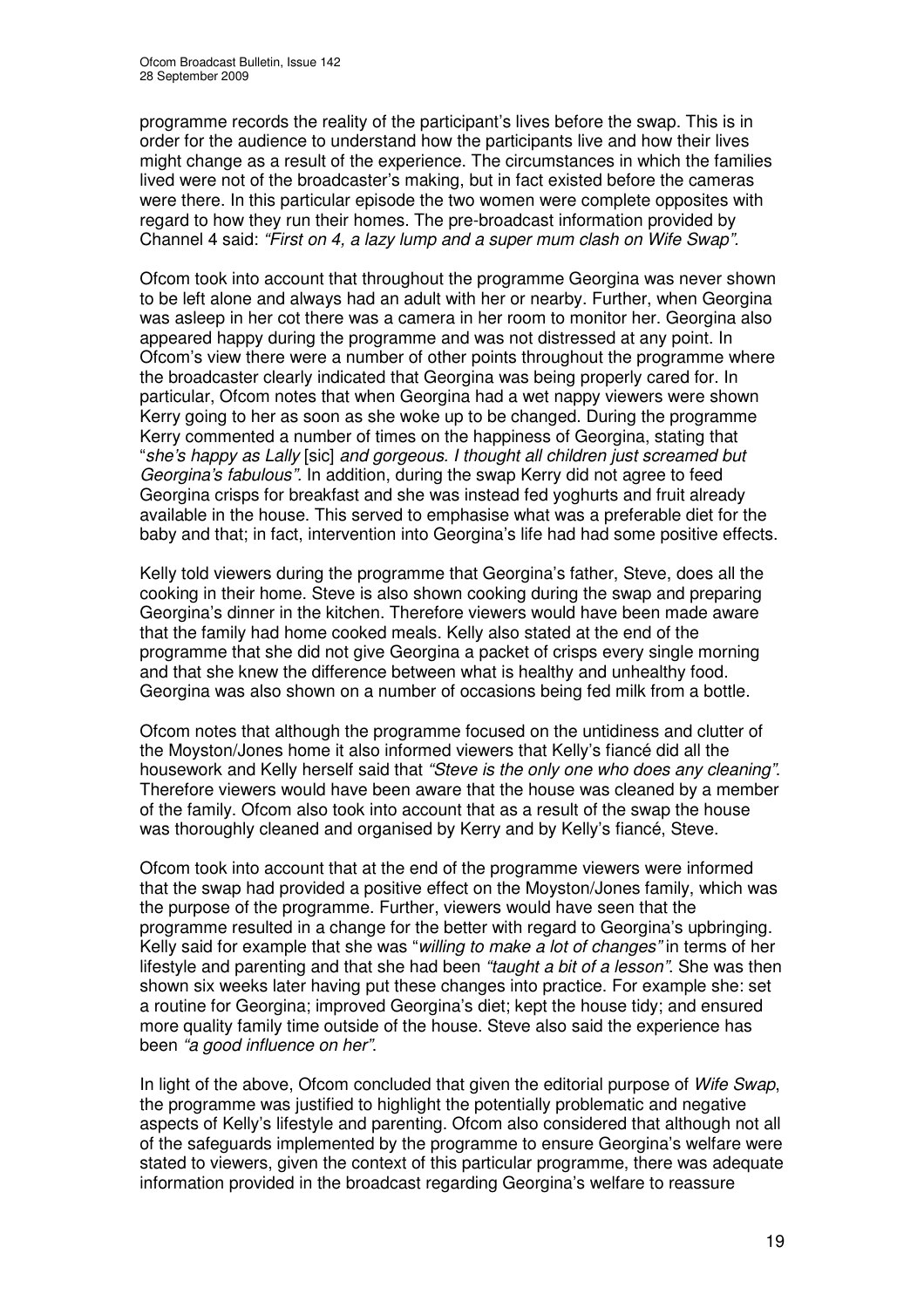programme records the reality of the participant's lives before the swap. This is in order for the audience to understand how the participants live and how their lives might change as a result of the experience. The circumstances in which the families lived were not of the broadcaster's making, but in fact existed before the cameras were there. In this particular episode the two women were complete opposites with regard to how they run their homes. The pre-broadcast information provided by Channel 4 said: *"First on 4, a lazy lump and a super mum clash on Wife Swap".*

Ofcom took into account that throughout the programme Georgina was never shown to be left alone and always had an adult with her or nearby. Further, when Georgina was asleep in her cot there was a camera in her room to monitor her. Georgina also appeared happy during the programme and was not distressed at any point. In Ofcom's view there were a number of other points throughout the programme where the broadcaster clearly indicated that Georgina was being properly cared for. In particular, Ofcom notes that when Georgina had a wet nappy viewers were shown Kerry going to her as soon as she woke up to be changed. During the programme Kerry commented a number of times on the happiness of Georgina, stating that "*she's happy as Lally* [sic] *and gorgeous. I thought all children just screamed but Georgina's fabulous"*. In addition, during the swap Kerry did not agree to feed Georgina crisps for breakfast and she was instead fed yoghurts and fruit already available in the house. This served to emphasise what was a preferable diet for the baby and that; in fact, intervention into Georgina's life had had some positive effects.

Kelly told viewers during the programme that Georgina's father, Steve, does all the cooking in their home. Steve is also shown cooking during the swap and preparing Georgina's dinner in the kitchen. Therefore viewers would have been made aware that the family had home cooked meals. Kelly also stated at the end of the programme that she did not give Georgina a packet of crisps every single morning and that she knew the difference between what is healthy and unhealthy food. Georgina was also shown on a number of occasions being fed milk from a bottle.

Ofcom notes that although the programme focused on the untidiness and clutter of the Moyston/Jones home it also informed viewers that Kelly's fiancé did all the housework and Kelly herself said that *"Steve is the only one who does any cleaning"*. Therefore viewers would have been aware that the house was cleaned by a member of the family. Ofcom also took into account that as a result of the swap the house was thoroughly cleaned and organised by Kerry and by Kelly's fiancé, Steve.

Ofcom took into account that at the end of the programme viewers were informed that the swap had provided a positive effect on the Moyston/Jones family, which was the purpose of the programme. Further, viewers would have seen that the programme resulted in a change for the better with regard to Georgina's upbringing. Kelly said for example that she was "*willing to make a lot of changes"* in terms of her lifestyle and parenting and that she had been *"taught a bit of a lesson"*. She was then shown six weeks later having put these changes into practice. For example she: set a routine for Georgina; improved Georgina's diet; kept the house tidy; and ensured more quality family time outside of the house. Steve also said the experience has been *"a good influence on her"*.

In light of the above, Ofcom concluded that given the editorial purpose of *Wife Swap*, the programme was justified to highlight the potentially problematic and negative aspects of Kelly's lifestyle and parenting. Ofcom also considered that although not all of the safeguards implemented by the programme to ensure Georgina's welfare were stated to viewers, given the context of this particular programme, there was adequate information provided in the broadcast regarding Georgina's welfare to reassure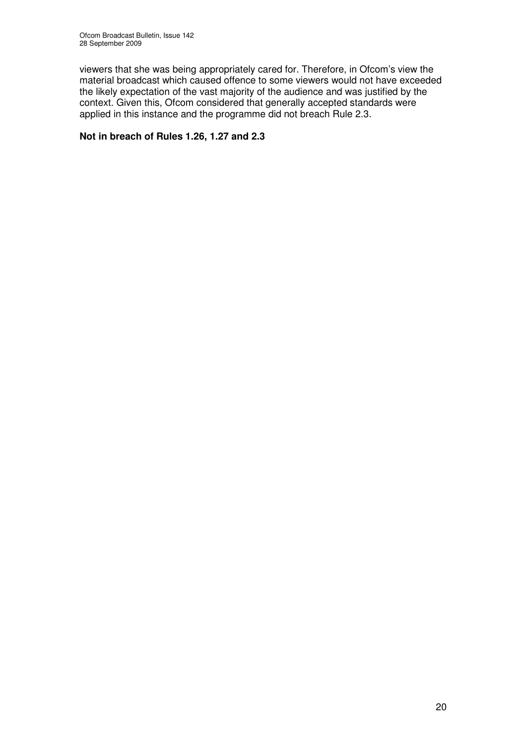viewers that she was being appropriately cared for. Therefore, in Ofcom's view the material broadcast which caused offence to some viewers would not have exceeded the likely expectation of the vast majority of the audience and was justified by the context. Given this, Ofcom considered that generally accepted standards were applied in this instance and the programme did not breach Rule 2.3.

**Not in breach of Rules 1.26, 1.27 and 2.3**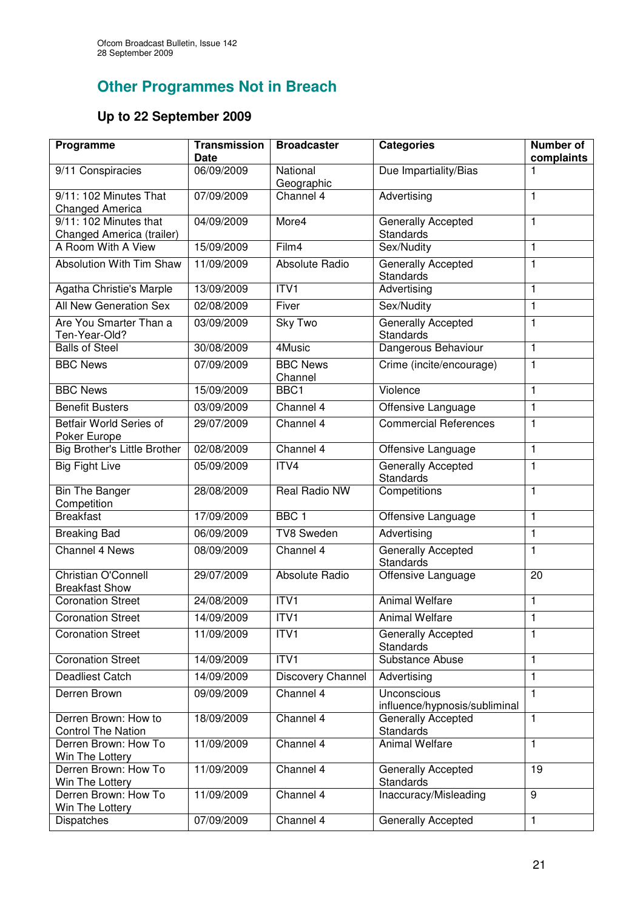## Other Programmes Not in Breach

### Up to 22 September 2009

| Programme | Transmission Date | Broadcaster | Categories | Number of complaints |
|---|---|---|---|---|
| 9/11 Conspiracies | 06/09/2009 | National Geographic | Due Impartiality/Bias | 1 |
| 9/11: 102 Minutes That Changed America | 07/09/2009 | Channel 4 | Advertising | 1 |
| 9/11: 102 Minutes that Changed America (trailer) | 04/09/2009 | More4 | Generally Accepted Standards | 1 |
| A Room With A View | 15/09/2009 | Film4 | Sex/Nudity | 1 |
| Absolution With Tim Shaw | 11/09/2009 | Absolute Radio | Generally Accepted Standards | 1 |
| Agatha Christie's Marple | 13/09/2009 | ITV1 | Advertising | 1 |
| All New Generation Sex | 02/08/2009 | Fiver | Sex/Nudity | 1 |
| Are You Smarter Than a Ten-Year-Old? | 03/09/2009 | Sky Two | Generally Accepted Standards | 1 |
| Balls of Steel | 30/08/2009 | 4Music | Dangerous Behaviour | 1 |
| BBC News | 07/09/2009 | BBC News Channel | Crime (incite/encourage) | 1 |
| BBC News | 15/09/2009 | BBC1 | Violence | 1 |
| Benefit Busters | 03/09/2009 | Channel 4 | Offensive Language | 1 |
| Betfair World Series of Poker Europe | 29/07/2009 | Channel 4 | Commercial References | 1 |
| Big Brother's Little Brother | 02/08/2009 | Channel 4 | Offensive Language | 1 |
| Big Fight Live | 05/09/2009 | ITV4 | Generally Accepted Standards | 1 |
| Bin The Banger Competition | 28/08/2009 | Real Radio NW | Competitions | 1 |
| Breakfast | 17/09/2009 | BBC 1 | Offensive Language | 1 |
| Breaking Bad | 06/09/2009 | TV8 Sweden | Advertising | 1 |
| Channel 4 News | 08/09/2009 | Channel 4 | Generally Accepted Standards | 1 |
| Christian O'Connell Breakfast Show | 29/07/2009 | Absolute Radio | Offensive Language | 20 |
| Coronation Street | 24/08/2009 | ITV1 | Animal Welfare | 1 |
| Coronation Street | 14/09/2009 | ITV1 | Animal Welfare | 1 |
| Coronation Street | 11/09/2009 | ITV1 | Generally Accepted Standards | 1 |
| Coronation Street | 14/09/2009 | ITV1 | Substance Abuse | 1 |
| Deadliest Catch | 14/09/2009 | Discovery Channel | Advertising | 1 |
| Derren Brown | 09/09/2009 | Channel 4 | Unconscious influence/hypnosis/subliminal | 1 |
| Derren Brown: How to Control The Nation | 18/09/2009 | Channel 4 | Generally Accepted Standards | 1 |
| Derren Brown: How To Win The Lottery | 11/09/2009 | Channel 4 | Animal Welfare | 1 |
| Derren Brown: How To Win The Lottery | 11/09/2009 | Channel 4 | Generally Accepted Standards | 19 |
| Derren Brown: How To Win The Lottery | 11/09/2009 | Channel 4 | Inaccuracy/Misleading | 9 |
| Dispatches | 07/09/2009 | Channel 4 | Generally Accepted | 1 |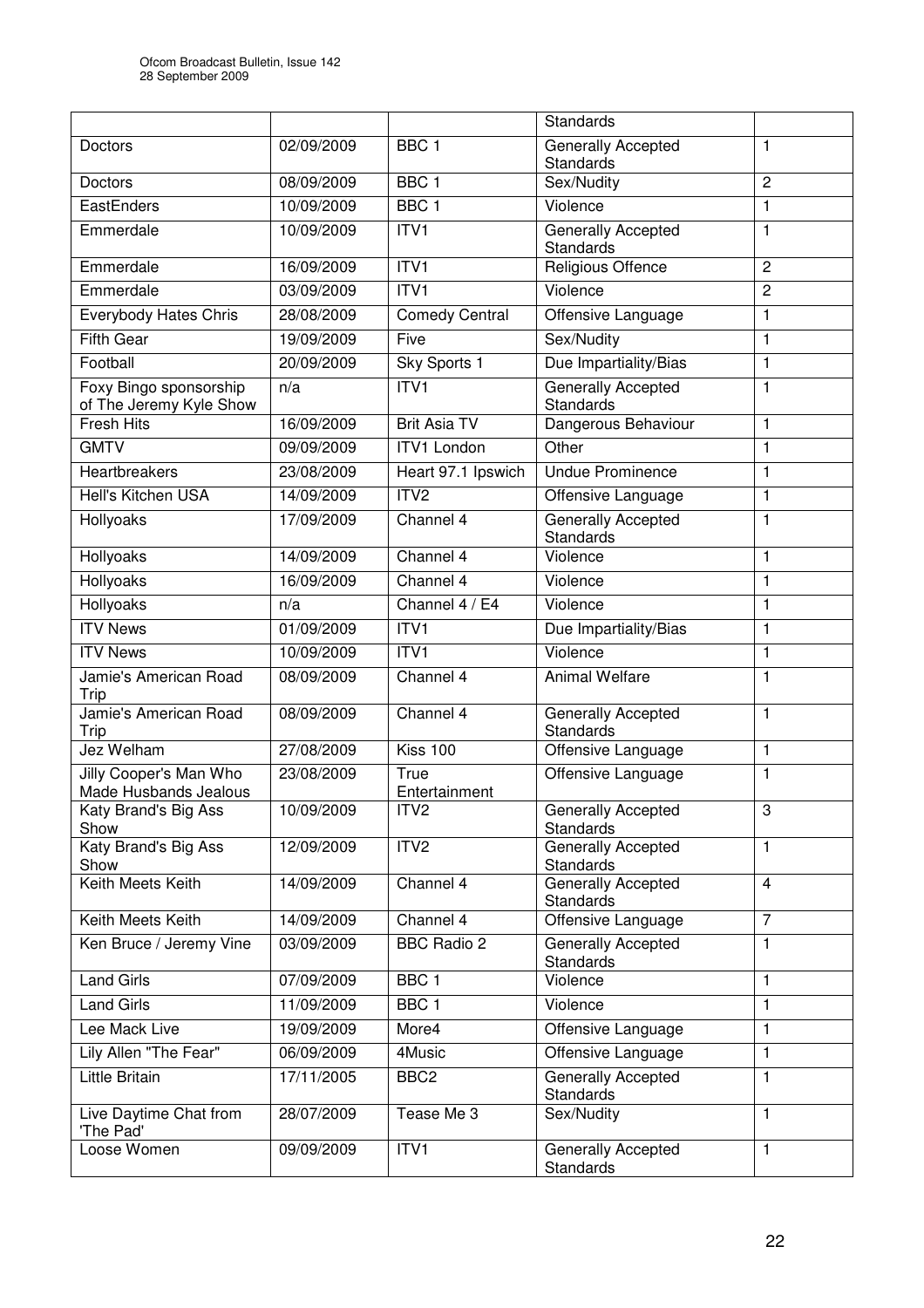| | | | Standards | |
|---|---|---|---|---|
| Doctors | 02/09/2009 | BBC 1 | Generally Accepted Standards | 1 |
| Doctors | 08/09/2009 | BBC 1 | Sex/Nudity | 2 |
| EastEnders | 10/09/2009 | BBC 1 | Violence | 1 |
| Emmerdale | 10/09/2009 | ITV1 | Generally Accepted Standards | 1 |
| Emmerdale | 16/09/2009 | ITV1 | Religious Offence | 2 |
| Emmerdale | 03/09/2009 | ITV1 | Violence | 2 |
| Everybody Hates Chris | 28/08/2009 | Comedy Central | Offensive Language | 1 |
| Fifth Gear | 19/09/2009 | Five | Sex/Nudity | 1 |
| Football | 20/09/2009 | Sky Sports 1 | Due Impartiality/Bias | 1 |
| Foxy Bingo sponsorship of The Jeremy Kyle Show | n/a | ITV1 | Generally Accepted Standards | 1 |
| Fresh Hits | 16/09/2009 | Brit Asia TV | Dangerous Behaviour | 1 |
| GMTV | 09/09/2009 | ITV1 London | Other | 1 |
| Heartbreakers | 23/08/2009 | Heart 97.1 Ipswich | Undue Prominence | 1 |
| Hell's Kitchen USA | 14/09/2009 | ITV2 | Offensive Language | 1 |
| Hollyoaks | 17/09/2009 | Channel 4 | Generally Accepted Standards | 1 |
| Hollyoaks | 14/09/2009 | Channel 4 | Violence | 1 |
| Hollyoaks | 16/09/2009 | Channel 4 | Violence | 1 |
| Hollyoaks | n/a | Channel 4 / E4 | Violence | 1 |
| ITV News | 01/09/2009 | ITV1 | Due Impartiality/Bias | 1 |
| ITV News | 10/09/2009 | ITV1 | Violence | 1 |
| Jamie's American Road Trip | 08/09/2009 | Channel 4 | Animal Welfare | 1 |
| Jamie's American Road Trip | 08/09/2009 | Channel 4 | Generally Accepted Standards | 1 |
| Jez Welham | 27/08/2009 | Kiss 100 | Offensive Language | 1 |
| Jilly Cooper's Man Who Made Husbands Jealous | 23/08/2009 | True Entertainment | Offensive Language | 1 |
| Katy Brand's Big Ass Show | 10/09/2009 | ITV2 | Generally Accepted Standards | 3 |
| Katy Brand's Big Ass Show | 12/09/2009 | ITV2 | Generally Accepted Standards | 1 |
| Keith Meets Keith | 14/09/2009 | Channel 4 | Generally Accepted Standards | 4 |
| Keith Meets Keith | 14/09/2009 | Channel 4 | Offensive Language | 7 |
| Ken Bruce / Jeremy Vine | 03/09/2009 | BBC Radio 2 | Generally Accepted Standards | 1 |
| Land Girls | 07/09/2009 | BBC 1 | Violence | 1 |
| Land Girls | 11/09/2009 | BBC 1 | Violence | 1 |
| Lee Mack Live | 19/09/2009 | More4 | Offensive Language | 1 |
| Lily Allen "The Fear" | 06/09/2009 | 4Music | Offensive Language | 1 |
| Little Britain | 17/11/2005 | BBC2 | Generally Accepted Standards | 1 |
| Live Daytime Chat from 'The Pad' | 28/07/2009 | Tease Me 3 | Sex/Nudity | 1 |
| Loose Women | 09/09/2009 | ITV1 | Generally Accepted Standards | 1 |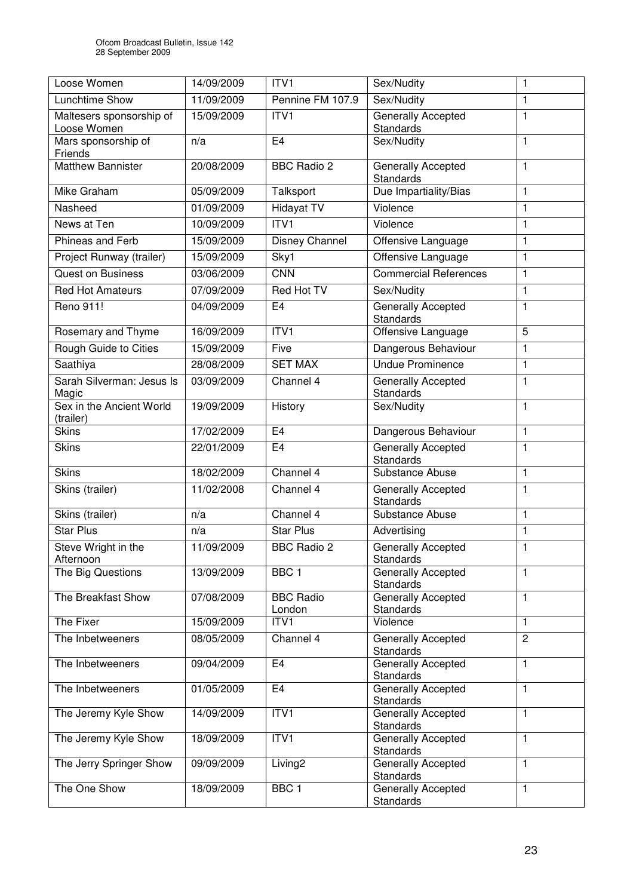| Loose Women | 14/09/2009 | ITV1 | Sex/Nudity | 1 |
|---|---|---|---|---|
| Lunchtime Show | 11/09/2009 | Pennine FM 107.9 | Sex/Nudity | 1 |
| Maltesers sponsorship of Loose Women | 15/09/2009 | ITV1 | Generally Accepted Standards | 1 |
| Mars sponsorship of Friends | n/a | E4 | Sex/Nudity | 1 |
| Matthew Bannister | 20/08/2009 | BBC Radio 2 | Generally Accepted Standards | 1 |
| Mike Graham | 05/09/2009 | Talksport | Due Impartiality/Bias | 1 |
| Nasheed | 01/09/2009 | Hidayat TV | Violence | 1 |
| News at Ten | 10/09/2009 | ITV1 | Violence | 1 |
| Phineas and Ferb | 15/09/2009 | Disney Channel | Offensive Language | 1 |
| Project Runway (trailer) | 15/09/2009 | Sky1 | Offensive Language | 1 |
| Quest on Business | 03/06/2009 | CNN | Commercial References | 1 |
| Red Hot Amateurs | 07/09/2009 | Red Hot TV | Sex/Nudity | 1 |
| Reno 911! | 04/09/2009 | E4 | Generally Accepted Standards | 1 |
| Rosemary and Thyme | 16/09/2009 | ITV1 | Offensive Language | 5 |
| Rough Guide to Cities | 15/09/2009 | Five | Dangerous Behaviour | 1 |
| Saathiya | 28/08/2009 | SET MAX | Undue Prominence | 1 |
| Sarah Silverman: Jesus Is Magic | 03/09/2009 | Channel 4 | Generally Accepted Standards | 1 |
| Sex in the Ancient World (trailer) | 19/09/2009 | History | Sex/Nudity | 1 |
| Skins | 17/02/2009 | E4 | Dangerous Behaviour | 1 |
| Skins | 22/01/2009 | E4 | Generally Accepted Standards | 1 |
| Skins | 18/02/2009 | Channel 4 | Substance Abuse | 1 |
| Skins (trailer) | 11/02/2008 | Channel 4 | Generally Accepted Standards | 1 |
| Skins (trailer) | n/a | Channel 4 | Substance Abuse | 1 |
| Star Plus | n/a | Star Plus | Advertising | 1 |
| Steve Wright in the Afternoon | 11/09/2009 | BBC Radio 2 | Generally Accepted Standards | 1 |
| The Big Questions | 13/09/2009 | BBC 1 | Generally Accepted Standards | 1 |
| The Breakfast Show | 07/08/2009 | BBC Radio London | Generally Accepted Standards | 1 |
| The Fixer | 15/09/2009 | ITV1 | Violence | 1 |
| The Inbetweeners | 08/05/2009 | Channel 4 | Generally Accepted Standards | 2 |
| The Inbetweeners | 09/04/2009 | E4 | Generally Accepted Standards | 1 |
| The Inbetweeners | 01/05/2009 | E4 | Generally Accepted Standards | 1 |
| The Jeremy Kyle Show | 14/09/2009 | ITV1 | Generally Accepted Standards | 1 |
| The Jeremy Kyle Show | 18/09/2009 | ITV1 | Generally Accepted Standards | 1 |
| The Jerry Springer Show | 09/09/2009 | Living2 | Generally Accepted Standards | 1 |
| The One Show | 18/09/2009 | BBC 1 | Generally Accepted Standards | 1 |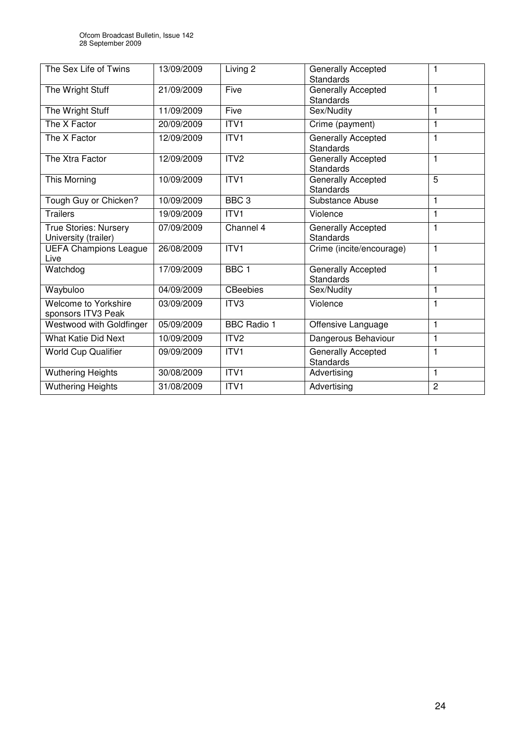| | | | | |
|---|---|---|---|---|
| The Sex Life of Twins | 13/09/2009 | Living 2 | Generally Accepted Standards | 1 |
| The Wright Stuff | 21/09/2009 | Five | Generally Accepted Standards | 1 |
| The Wright Stuff | 11/09/2009 | Five | Sex/Nudity | 1 |
| The X Factor | 20/09/2009 | ITV1 | Crime (payment) | 1 |
| The X Factor | 12/09/2009 | ITV1 | Generally Accepted Standards | 1 |
| The Xtra Factor | 12/09/2009 | ITV2 | Generally Accepted Standards | 1 |
| This Morning | 10/09/2009 | ITV1 | Generally Accepted Standards | 5 |
| Tough Guy or Chicken? | 10/09/2009 | BBC 3 | Substance Abuse | 1 |
| Trailers | 19/09/2009 | ITV1 | Violence | 1 |
| True Stories: Nursery University (trailer) | 07/09/2009 | Channel 4 | Generally Accepted Standards | 1 |
| UEFA Champions League Live | 26/08/2009 | ITV1 | Crime (incite/encourage) | 1 |
| Watchdog | 17/09/2009 | BBC 1 | Generally Accepted Standards | 1 |
| Waybuloo | 04/09/2009 | CBeebies | Sex/Nudity | 1 |
| Welcome to Yorkshire sponsors ITV3 Peak | 03/09/2009 | ITV3 | Violence | 1 |
| Westwood with Goldfinger | 05/09/2009 | BBC Radio 1 | Offensive Language | 1 |
| What Katie Did Next | 10/09/2009 | ITV2 | Dangerous Behaviour | 1 |
| World Cup Qualifier | 09/09/2009 | ITV1 | Generally Accepted Standards | 1 |
| Wuthering Heights | 30/08/2009 | ITV1 | Advertising | 1 |
| Wuthering Heights | 31/08/2009 | ITV1 | Advertising | 2 |